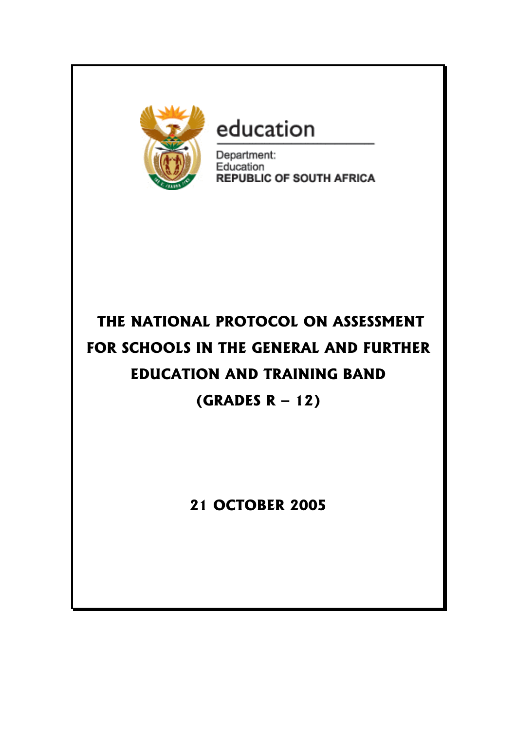education

Department:
Education
REPUBLIC OF SOUTH AFRICA

# THE NATIONAL PROTOCOL ON ASSESSMENT FOR SCHOOLS IN THE GENERAL AND FURTHER EDUCATION AND TRAINING BAND (GRADES R – 12)

**21 OCTOBER 2005**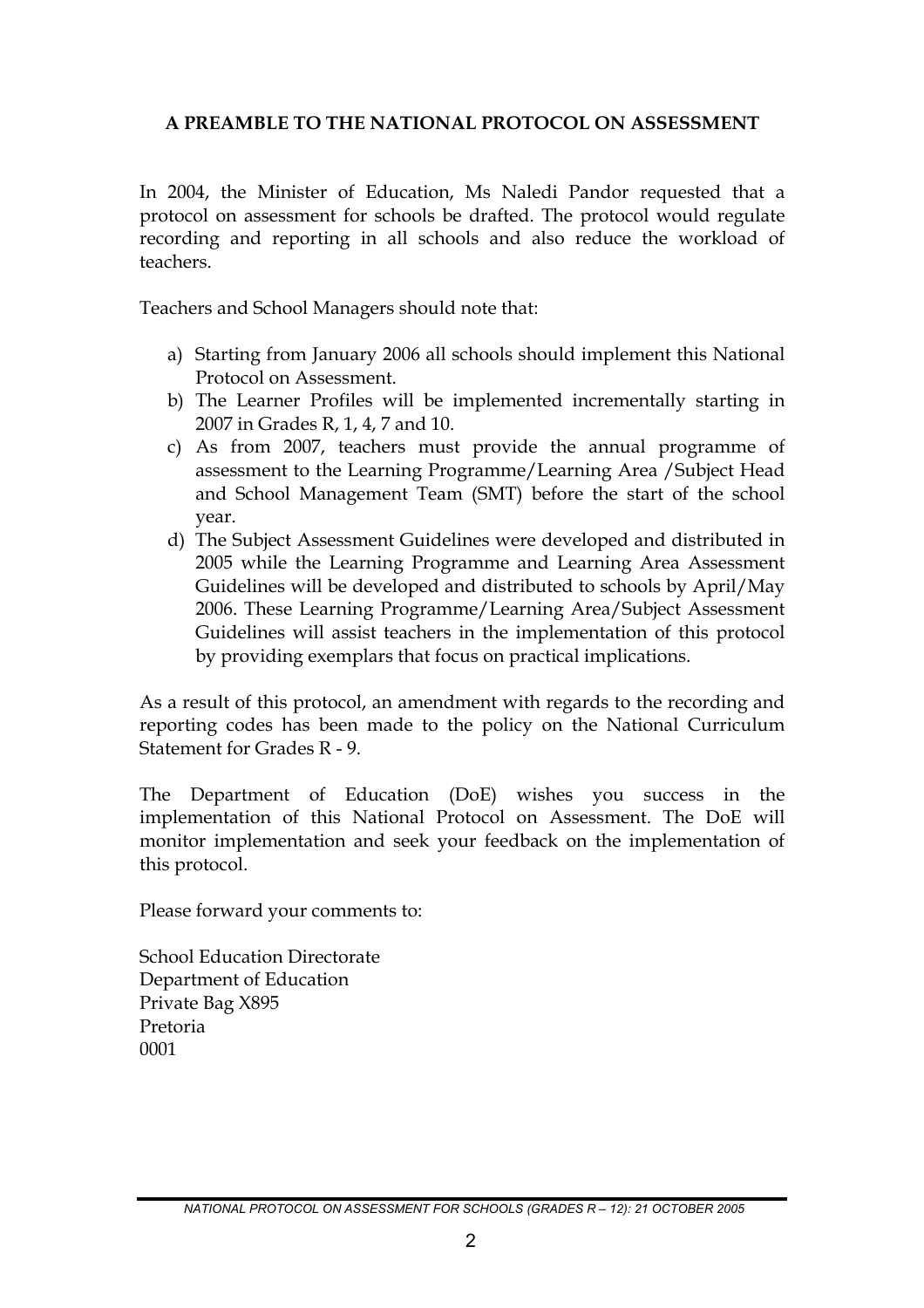## A PREAMBLE TO THE NATIONAL PROTOCOL ON ASSESSMENT

In 2004, the Minister of Education, Ms Naledi Pandor requested that a protocol on assessment for schools be drafted. The protocol would regulate recording and reporting in all schools and also reduce the workload of teachers.

Teachers and School Managers should note that:

a) Starting from January 2006 all schools should implement this National Protocol on Assessment.
b) The Learner Profiles will be implemented incrementally starting in 2007 in Grades R, 1, 4, 7 and 10.
c) As from 2007, teachers must provide the annual programme of assessment to the Learning Programme/Learning Area /Subject Head and School Management Team (SMT) before the start of the school year.
d) The Subject Assessment Guidelines were developed and distributed in 2005 while the Learning Programme and Learning Area Assessment Guidelines will be developed and distributed to schools by April/May 2006. These Learning Programme/Learning Area/Subject Assessment Guidelines will assist teachers in the implementation of this protocol by providing exemplars that focus on practical implications.

As a result of this protocol, an amendment with regards to the recording and reporting codes has been made to the policy on the National Curriculum Statement for Grades R - 9.

The Department of Education (DoE) wishes you success in the implementation of this National Protocol on Assessment. The DoE will monitor implementation and seek your feedback on the implementation of this protocol.

Please forward your comments to:

School Education Directorate
Department of Education
Private Bag X895
Pretoria
0001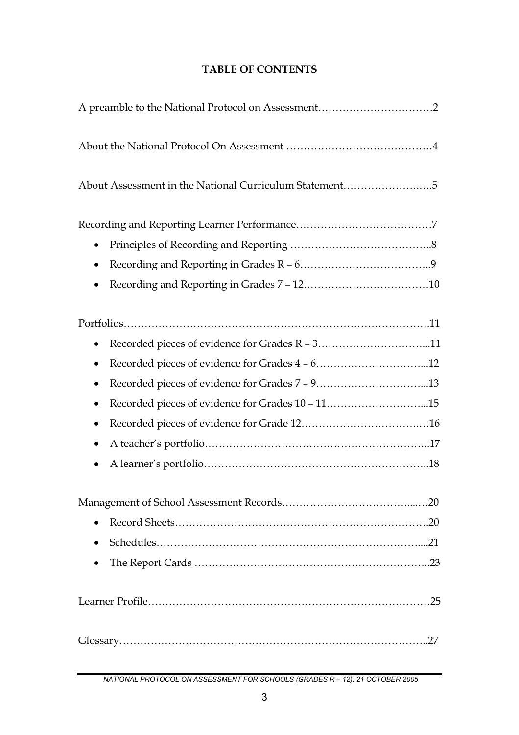**TABLE OF CONTENTS**

A preamble to the National Protocol on Assessment……………………………2

About the National Protocol On Assessment ……………………………………4

About Assessment in the National Curriculum Statement……………………..…5

Recording and Reporting Learner Performance…………………………………7

- Principles of Recording and Reporting …………………………………..8
- Recording and Reporting in Grades R – 6………………………………..9
- Recording and Reporting in Grades 7 – 12………………………………10

Portfolios………………………………………………………………………….11

- Recorded pieces of evidence for Grades R – 3…………………………...11
- Recorded pieces of evidence for Grades 4 – 6…………………………...12
- Recorded pieces of evidence for Grades 7 – 9…………………………...13
- Recorded pieces of evidence for Grades 10 – 11………………………...15
- Recorded pieces of evidence for Grade 12……………………………..…16
- A teacher's portfolio……………………………………………………..17
- A learner's portfolio……………………………………………………..18

Management of School Assessment Records……………………………....…20

- Record Sheets……………………………………………………………….20
- Schedules……………………………………………………………….....21
- The Report Cards ………………………………………………………..23

Learner Profile………………………………………………………………………25

Glossary……………………………………………………………………………..27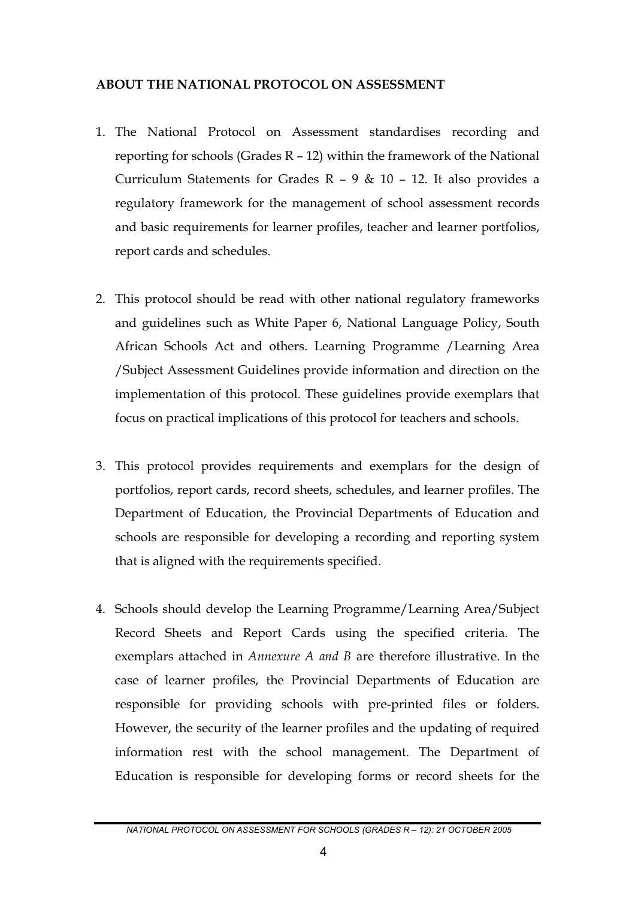## ABOUT THE NATIONAL PROTOCOL ON ASSESSMENT

1. The National Protocol on Assessment standardises recording and reporting for schools (Grades R – 12) within the framework of the National Curriculum Statements for Grades R – 9 & 10 – 12. It also provides a regulatory framework for the management of school assessment records and basic requirements for learner profiles, teacher and learner portfolios, report cards and schedules.

2. This protocol should be read with other national regulatory frameworks and guidelines such as White Paper 6, National Language Policy, South African Schools Act and others. Learning Programme /Learning Area /Subject Assessment Guidelines provide information and direction on the implementation of this protocol. These guidelines provide exemplars that focus on practical implications of this protocol for teachers and schools.

3. This protocol provides requirements and exemplars for the design of portfolios, report cards, record sheets, schedules, and learner profiles. The Department of Education, the Provincial Departments of Education and schools are responsible for developing a recording and reporting system that is aligned with the requirements specified.

4. Schools should develop the Learning Programme/Learning Area/Subject Record Sheets and Report Cards using the specified criteria. The exemplars attached in *Annexure A and B* are therefore illustrative. In the case of learner profiles, the Provincial Departments of Education are responsible for providing schools with pre-printed files or folders. However, the security of the learner profiles and the updating of required information rest with the school management. The Department of Education is responsible for developing forms or record sheets for the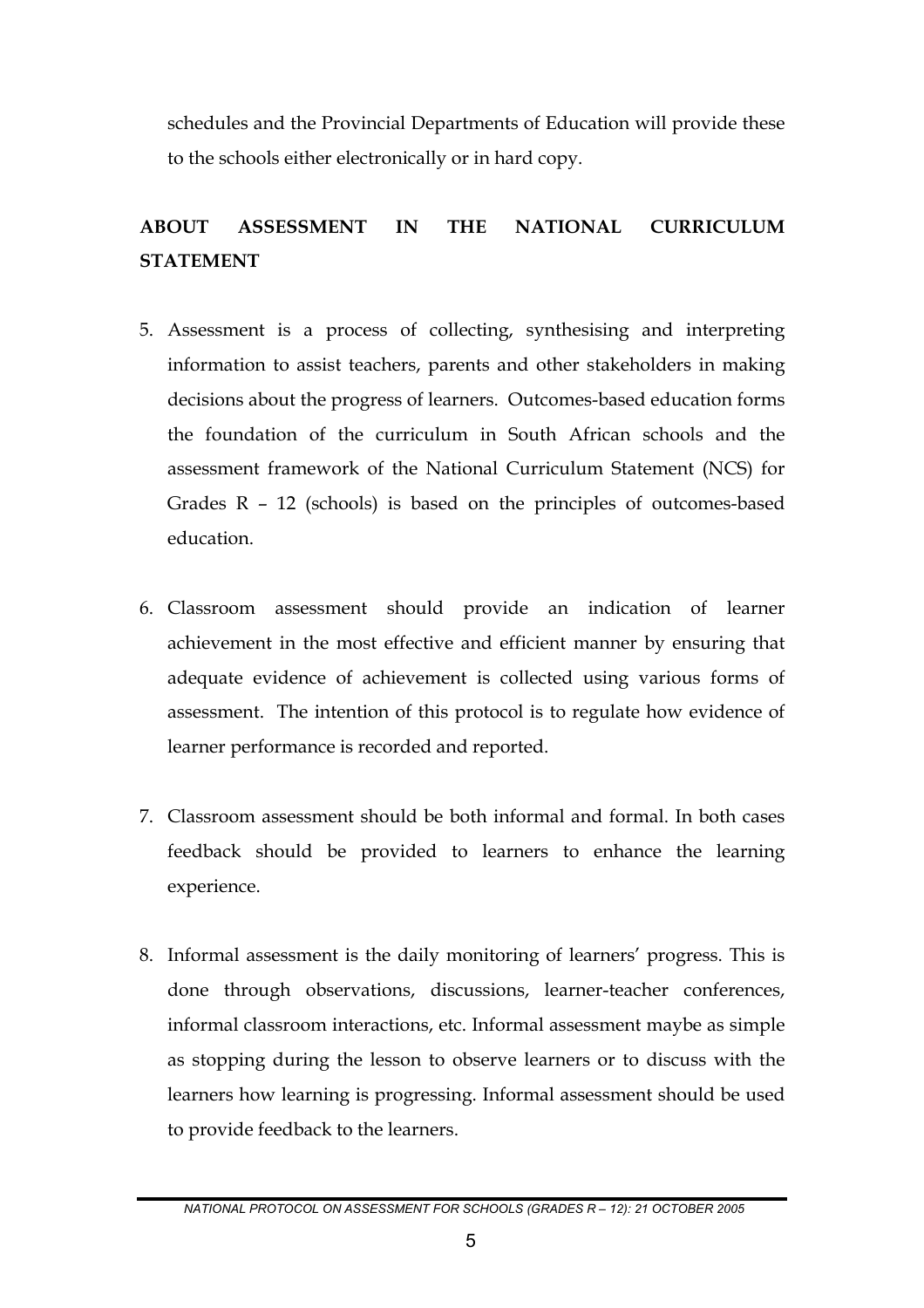schedules and the Provincial Departments of Education will provide these to the schools either electronically or in hard copy.

## ABOUT ASSESSMENT IN THE NATIONAL CURRICULUM STATEMENT

5. Assessment is a process of collecting, synthesising and interpreting information to assist teachers, parents and other stakeholders in making decisions about the progress of learners. Outcomes-based education forms the foundation of the curriculum in South African schools and the assessment framework of the National Curriculum Statement (NCS) for Grades R – 12 (schools) is based on the principles of outcomes-based education.

6. Classroom assessment should provide an indication of learner achievement in the most effective and efficient manner by ensuring that adequate evidence of achievement is collected using various forms of assessment. The intention of this protocol is to regulate how evidence of learner performance is recorded and reported.

7. Classroom assessment should be both informal and formal. In both cases feedback should be provided to learners to enhance the learning experience.

8. Informal assessment is the daily monitoring of learners' progress. This is done through observations, discussions, learner-teacher conferences, informal classroom interactions, etc. Informal assessment maybe as simple as stopping during the lesson to observe learners or to discuss with the learners how learning is progressing. Informal assessment should be used to provide feedback to the learners.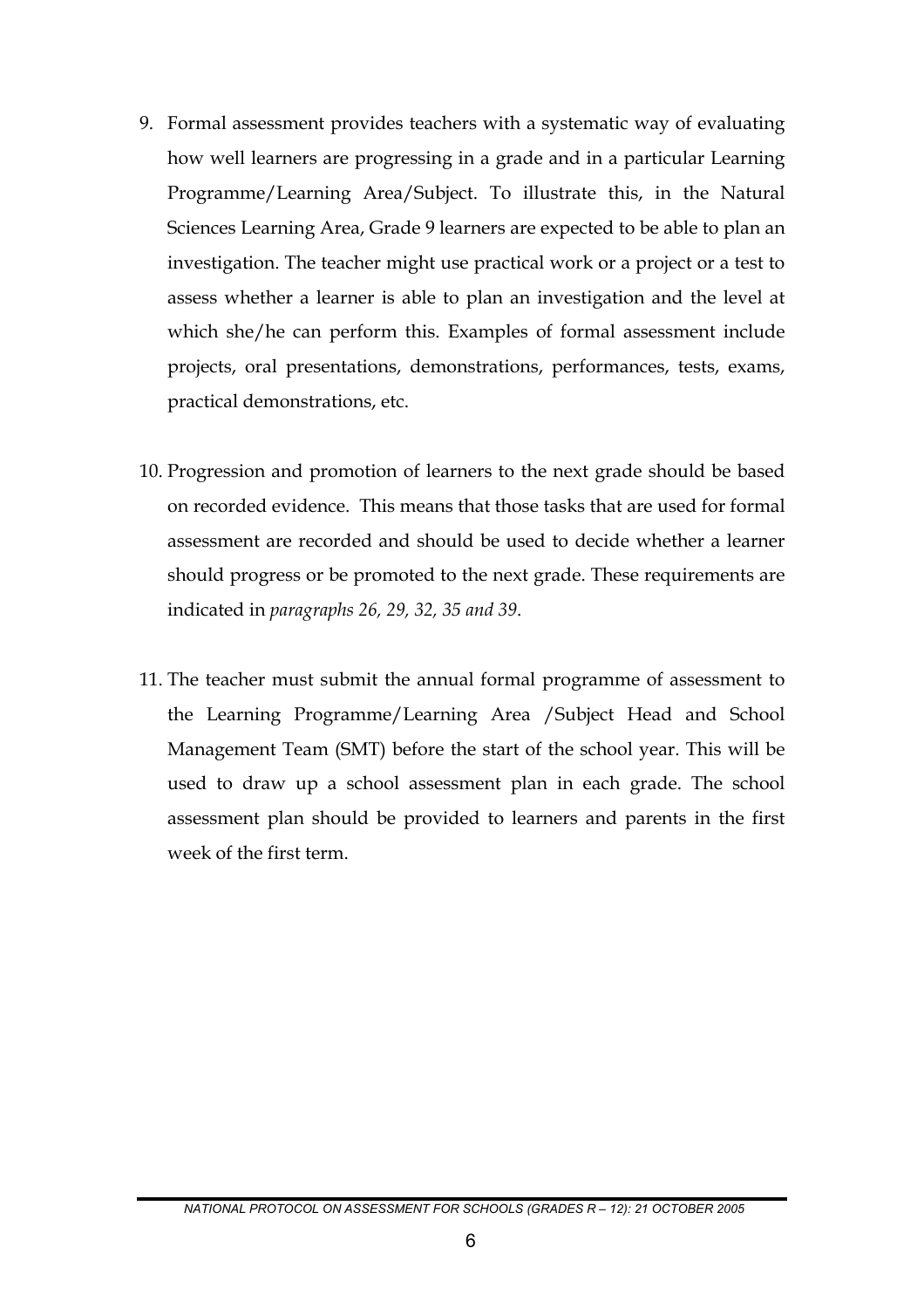9. Formal assessment provides teachers with a systematic way of evaluating how well learners are progressing in a grade and in a particular Learning Programme/Learning Area/Subject. To illustrate this, in the Natural Sciences Learning Area, Grade 9 learners are expected to be able to plan an investigation. The teacher might use practical work or a project or a test to assess whether a learner is able to plan an investigation and the level at which she/he can perform this. Examples of formal assessment include projects, oral presentations, demonstrations, performances, tests, exams, practical demonstrations, etc.

10. Progression and promotion of learners to the next grade should be based on recorded evidence. This means that those tasks that are used for formal assessment are recorded and should be used to decide whether a learner should progress or be promoted to the next grade. These requirements are indicated in *paragraphs 26, 29, 32, 35 and 39*.

11. The teacher must submit the annual formal programme of assessment to the Learning Programme/Learning Area /Subject Head and School Management Team (SMT) before the start of the school year. This will be used to draw up a school assessment plan in each grade. The school assessment plan should be provided to learners and parents in the first week of the first term.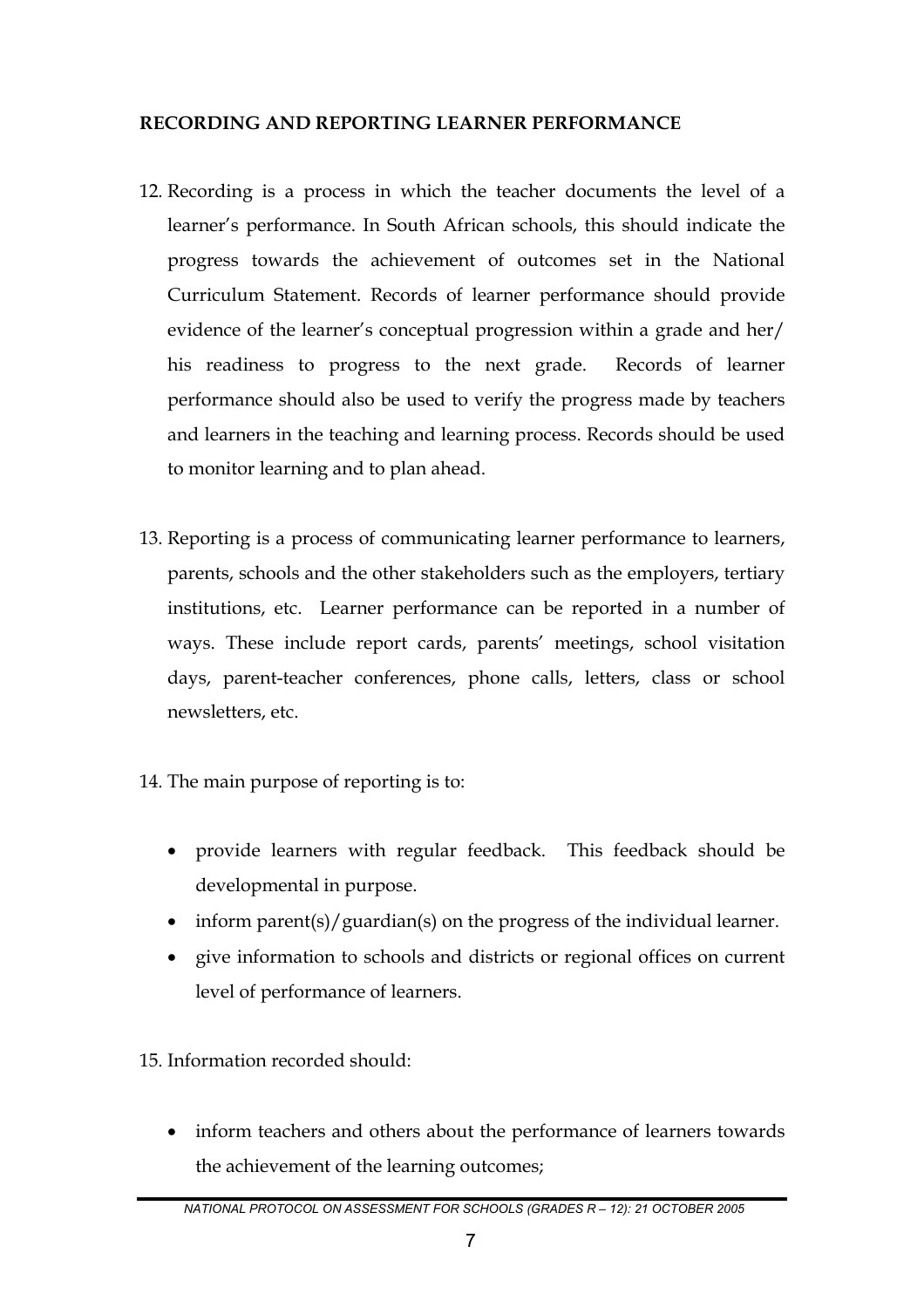**RECORDING AND REPORTING LEARNER PERFORMANCE**

12. Recording is a process in which the teacher documents the level of a learner's performance. In South African schools, this should indicate the progress towards the achievement of outcomes set in the National Curriculum Statement. Records of learner performance should provide evidence of the learner's conceptual progression within a grade and her/ his readiness to progress to the next grade. Records of learner performance should also be used to verify the progress made by teachers and learners in the teaching and learning process. Records should be used to monitor learning and to plan ahead.

13. Reporting is a process of communicating learner performance to learners, parents, schools and the other stakeholders such as the employers, tertiary institutions, etc. Learner performance can be reported in a number of ways. These include report cards, parents' meetings, school visitation days, parent-teacher conferences, phone calls, letters, class or school newsletters, etc.

14. The main purpose of reporting is to:

    - provide learners with regular feedback. This feedback should be developmental in purpose.
    - inform parent(s)/guardian(s) on the progress of the individual learner.
    - give information to schools and districts or regional offices on current level of performance of learners.

15. Information recorded should:

    - inform teachers and others about the performance of learners towards the achievement of the learning outcomes;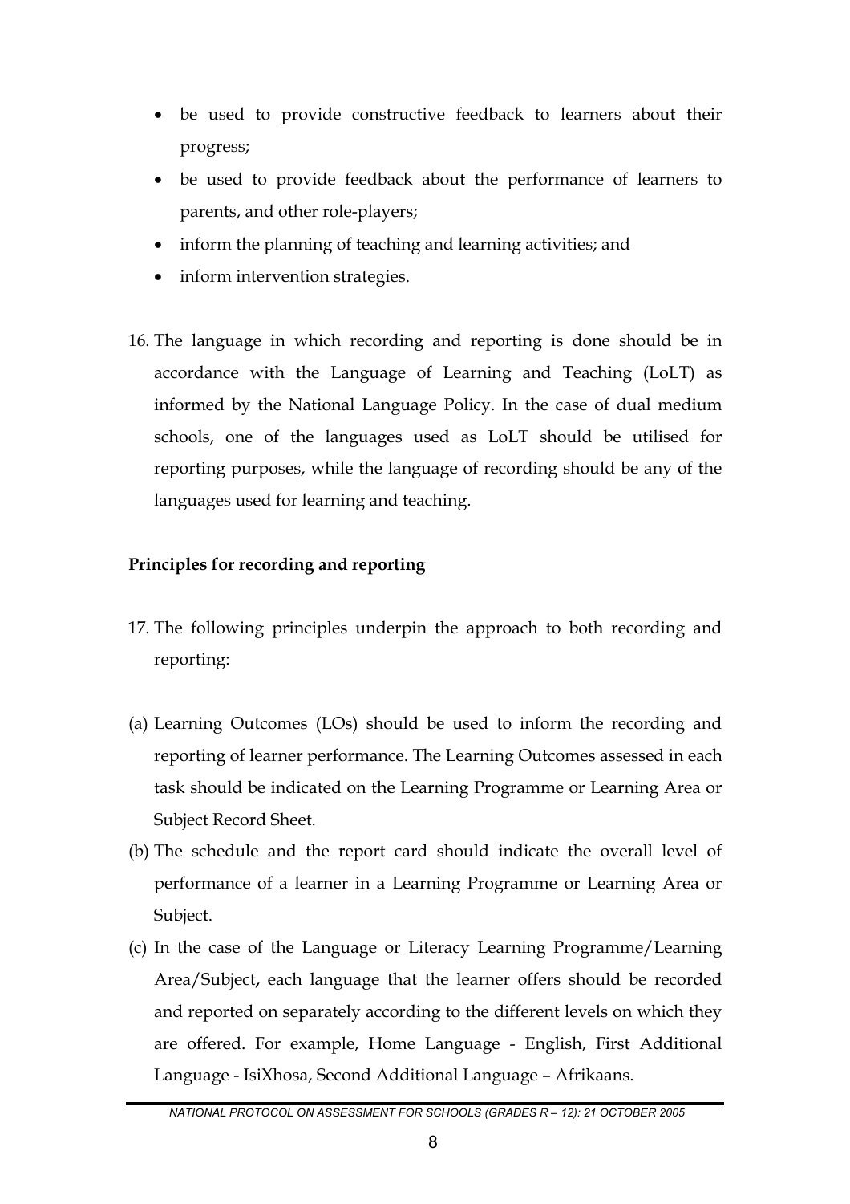- be used to provide constructive feedback to learners about their progress;
- be used to provide feedback about the performance of learners to parents, and other role-players;
- inform the planning of teaching and learning activities; and
- inform intervention strategies.

16. The language in which recording and reporting is done should be in accordance with the Language of Learning and Teaching (LoLT) as informed by the National Language Policy. In the case of dual medium schools, one of the languages used as LoLT should be utilised for reporting purposes, while the language of recording should be any of the languages used for learning and teaching.

**Principles for recording and reporting**

17. The following principles underpin the approach to both recording and reporting:

(a) Learning Outcomes (LOs) should be used to inform the recording and reporting of learner performance. The Learning Outcomes assessed in each task should be indicated on the Learning Programme or Learning Area or Subject Record Sheet.

(b) The schedule and the report card should indicate the overall level of performance of a learner in a Learning Programme or Learning Area or Subject.

(c) In the case of the Language or Literacy Learning Programme/Learning Area/Subject, each language that the learner offers should be recorded and reported on separately according to the different levels on which they are offered. For example, Home Language - English, First Additional Language - IsiXhosa, Second Additional Language – Afrikaans.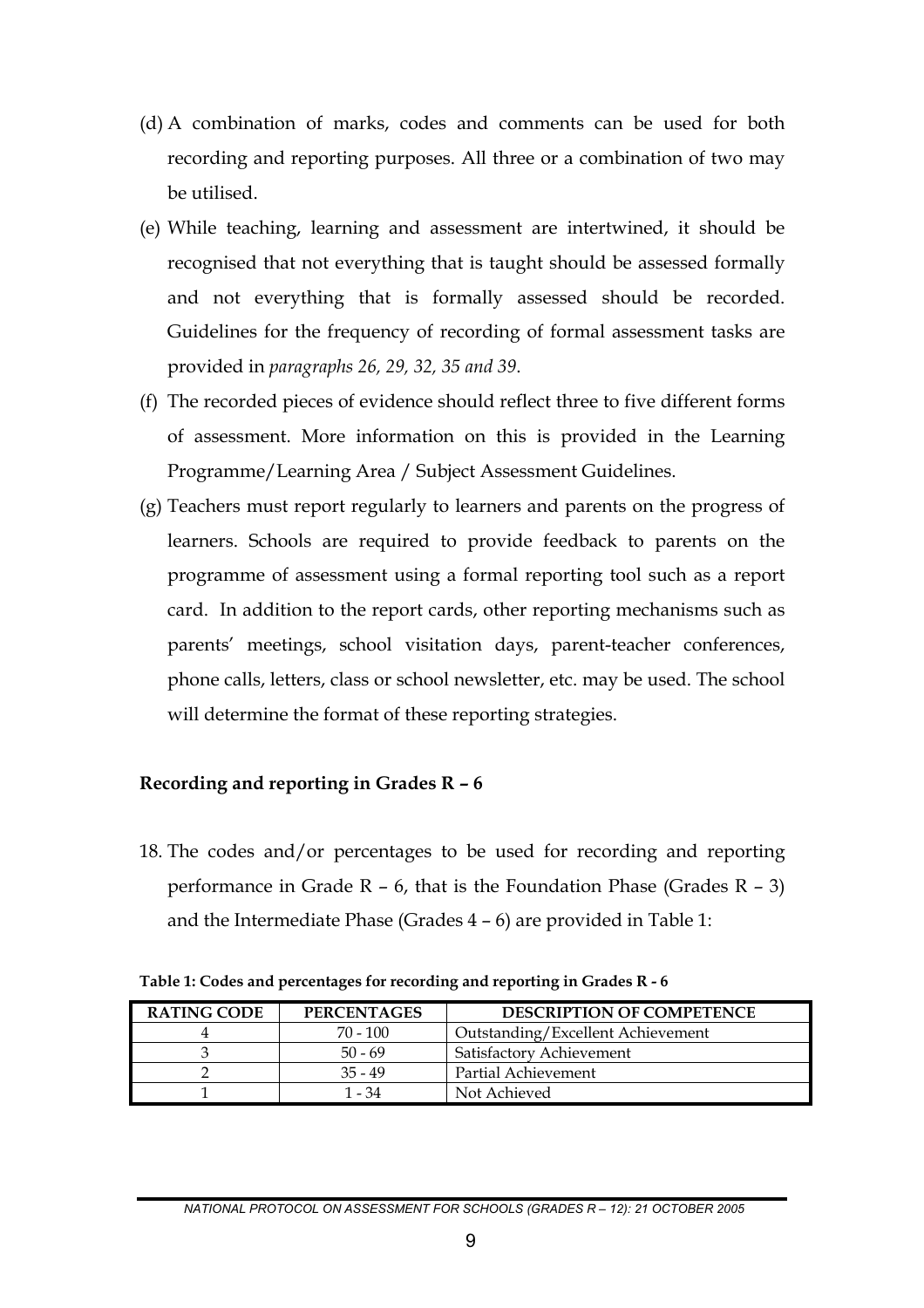(d) A combination of marks, codes and comments can be used for both recording and reporting purposes. All three or a combination of two may be utilised.

(e) While teaching, learning and assessment are intertwined, it should be recognised that not everything that is taught should be assessed formally and not everything that is formally assessed should be recorded. Guidelines for the frequency of recording of formal assessment tasks are provided in *paragraphs 26, 29, 32, 35 and 39*.

(f) The recorded pieces of evidence should reflect three to five different forms of assessment. More information on this is provided in the Learning Programme/Learning Area / Subject Assessment Guidelines.

(g) Teachers must report regularly to learners and parents on the progress of learners. Schools are required to provide feedback to parents on the programme of assessment using a formal reporting tool such as a report card. In addition to the report cards, other reporting mechanisms such as parents' meetings, school visitation days, parent-teacher conferences, phone calls, letters, class or school newsletter, etc. may be used. The school will determine the format of these reporting strategies.

**Recording and reporting in Grades R – 6**

18. The codes and/or percentages to be used for recording and reporting performance in Grade R – 6, that is the Foundation Phase (Grades R – 3) and the Intermediate Phase (Grades 4 – 6) are provided in Table 1:

**Table 1: Codes and percentages for recording and reporting in Grades R - 6**

| RATING CODE | PERCENTAGES | DESCRIPTION OF COMPETENCE |
| --- | --- | --- |
| 4 | 70 - 100 | Outstanding/Excellent Achievement |
| 3 | 50 - 69 | Satisfactory Achievement |
| 2 | 35 - 49 | Partial Achievement |
| 1 | 1 - 34 | Not Achieved |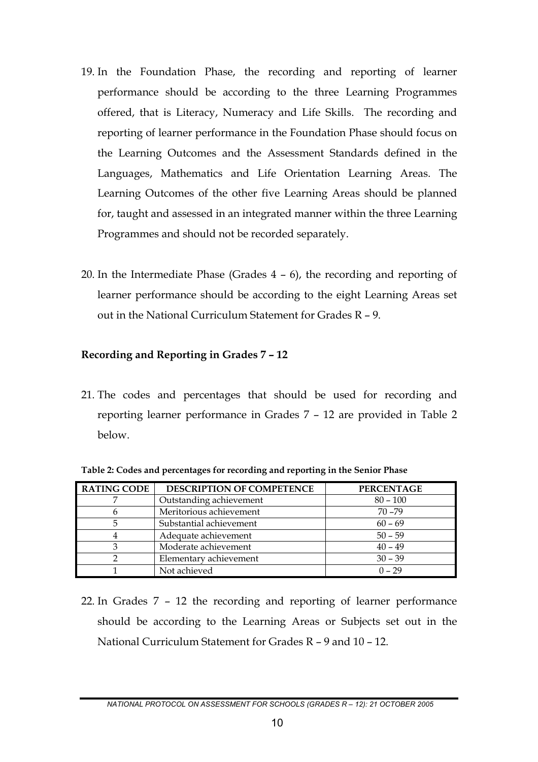19. In the Foundation Phase, the recording and reporting of learner performance should be according to the three Learning Programmes offered, that is Literacy, Numeracy and Life Skills. The recording and reporting of learner performance in the Foundation Phase should focus on the Learning Outcomes and the Assessment Standards defined in the Languages, Mathematics and Life Orientation Learning Areas. The Learning Outcomes of the other five Learning Areas should be planned for, taught and assessed in an integrated manner within the three Learning Programmes and should not be recorded separately.

20. In the Intermediate Phase (Grades 4 – 6), the recording and reporting of learner performance should be according to the eight Learning Areas set out in the National Curriculum Statement for Grades R – 9.

**Recording and Reporting in Grades 7 – 12**

21. The codes and percentages that should be used for recording and reporting learner performance in Grades 7 – 12 are provided in Table 2 below.

**Table 2: Codes and percentages for recording and reporting in the Senior Phase**

| RATING CODE | DESCRIPTION OF COMPETENCE | PERCENTAGE |
|---|---|---|
| 7 | Outstanding achievement | 80 – 100 |
| 6 | Meritorious achievement | 70 –79 |
| 5 | Substantial achievement | 60 – 69 |
| 4 | Adequate achievement | 50 – 59 |
| 3 | Moderate achievement | 40 – 49 |
| 2 | Elementary achievement | 30 – 39 |
| 1 | Not achieved | 0 – 29 |

22. In Grades 7 – 12 the recording and reporting of learner performance should be according to the Learning Areas or Subjects set out in the National Curriculum Statement for Grades R – 9 and 10 – 12.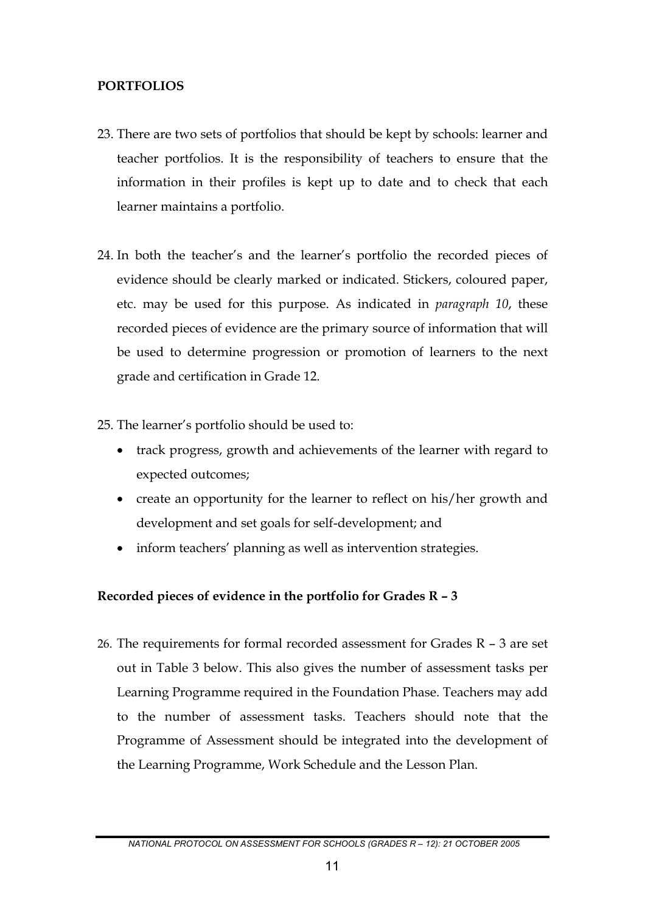**PORTFOLIOS**

23. There are two sets of portfolios that should be kept by schools: learner and teacher portfolios. It is the responsibility of teachers to ensure that the information in their profiles is kept up to date and to check that each learner maintains a portfolio.

24. In both the teacher's and the learner's portfolio the recorded pieces of evidence should be clearly marked or indicated. Stickers, coloured paper, etc. may be used for this purpose. As indicated in *paragraph 10*, these recorded pieces of evidence are the primary source of information that will be used to determine progression or promotion of learners to the next grade and certification in Grade 12.

25. The learner's portfolio should be used to:
    - track progress, growth and achievements of the learner with regard to expected outcomes;
    - create an opportunity for the learner to reflect on his/her growth and development and set goals for self-development; and
    - inform teachers' planning as well as intervention strategies.

**Recorded pieces of evidence in the portfolio for Grades R – 3**

26. The requirements for formal recorded assessment for Grades R – 3 are set out in Table 3 below. This also gives the number of assessment tasks per Learning Programme required in the Foundation Phase. Teachers may add to the number of assessment tasks. Teachers should note that the Programme of Assessment should be integrated into the development of the Learning Programme, Work Schedule and the Lesson Plan.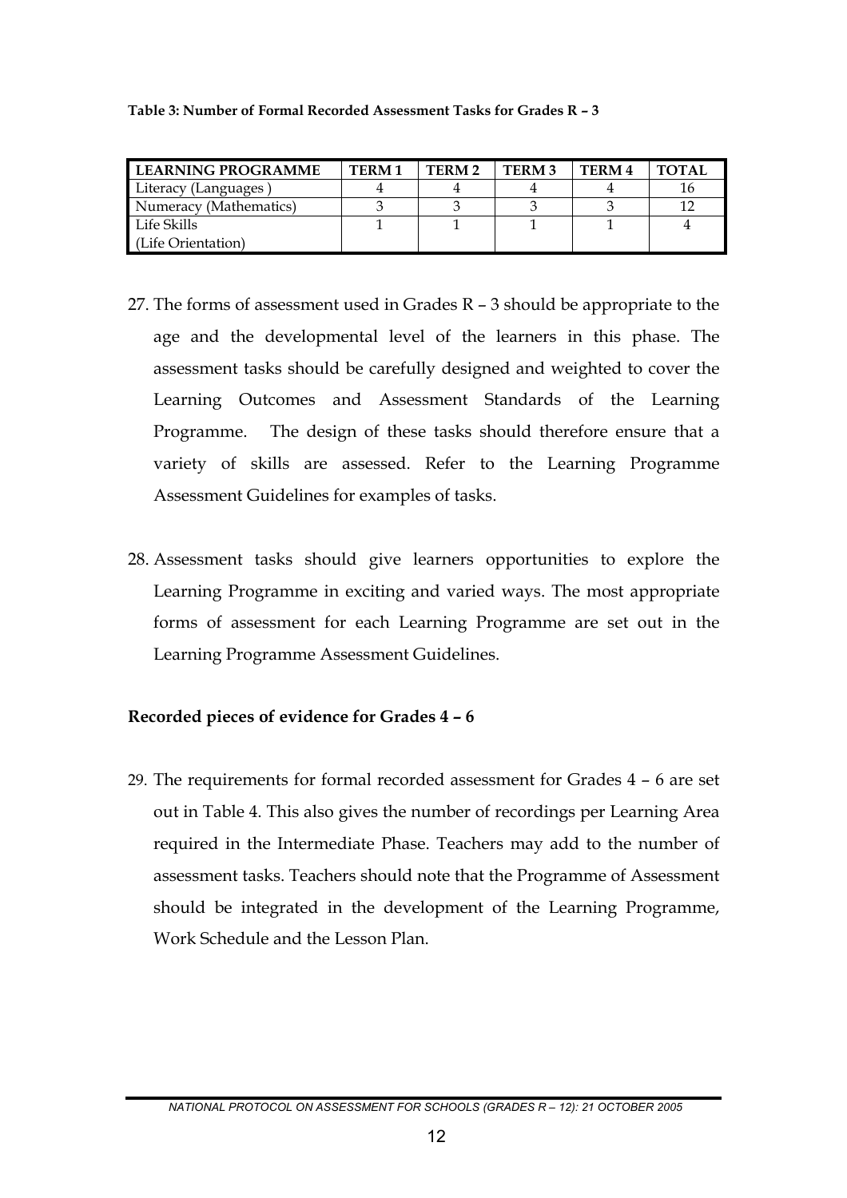**Table 3: Number of Formal Recorded Assessment Tasks for Grades R – 3**

| LEARNING PROGRAMME | TERM 1 | TERM 2 | TERM 3 | TERM 4 | TOTAL |
|---|---|---|---|---|---|
| Literacy (Languages ) | 4 | 4 | 4 | 4 | 16 |
| Numeracy (Mathematics) | 3 | 3 | 3 | 3 | 12 |
| Life Skills (Life Orientation) | 1 | 1 | 1 | 1 | 4 |

27. The forms of assessment used in Grades R – 3 should be appropriate to the age and the developmental level of the learners in this phase. The assessment tasks should be carefully designed and weighted to cover the Learning Outcomes and Assessment Standards of the Learning Programme. The design of these tasks should therefore ensure that a variety of skills are assessed. Refer to the Learning Programme Assessment Guidelines for examples of tasks.

28. Assessment tasks should give learners opportunities to explore the Learning Programme in exciting and varied ways. The most appropriate forms of assessment for each Learning Programme are set out in the Learning Programme Assessment Guidelines.

**Recorded pieces of evidence for Grades 4 – 6**

29. The requirements for formal recorded assessment for Grades 4 – 6 are set out in Table 4. This also gives the number of recordings per Learning Area required in the Intermediate Phase. Teachers may add to the number of assessment tasks. Teachers should note that the Programme of Assessment should be integrated in the development of the Learning Programme, Work Schedule and the Lesson Plan.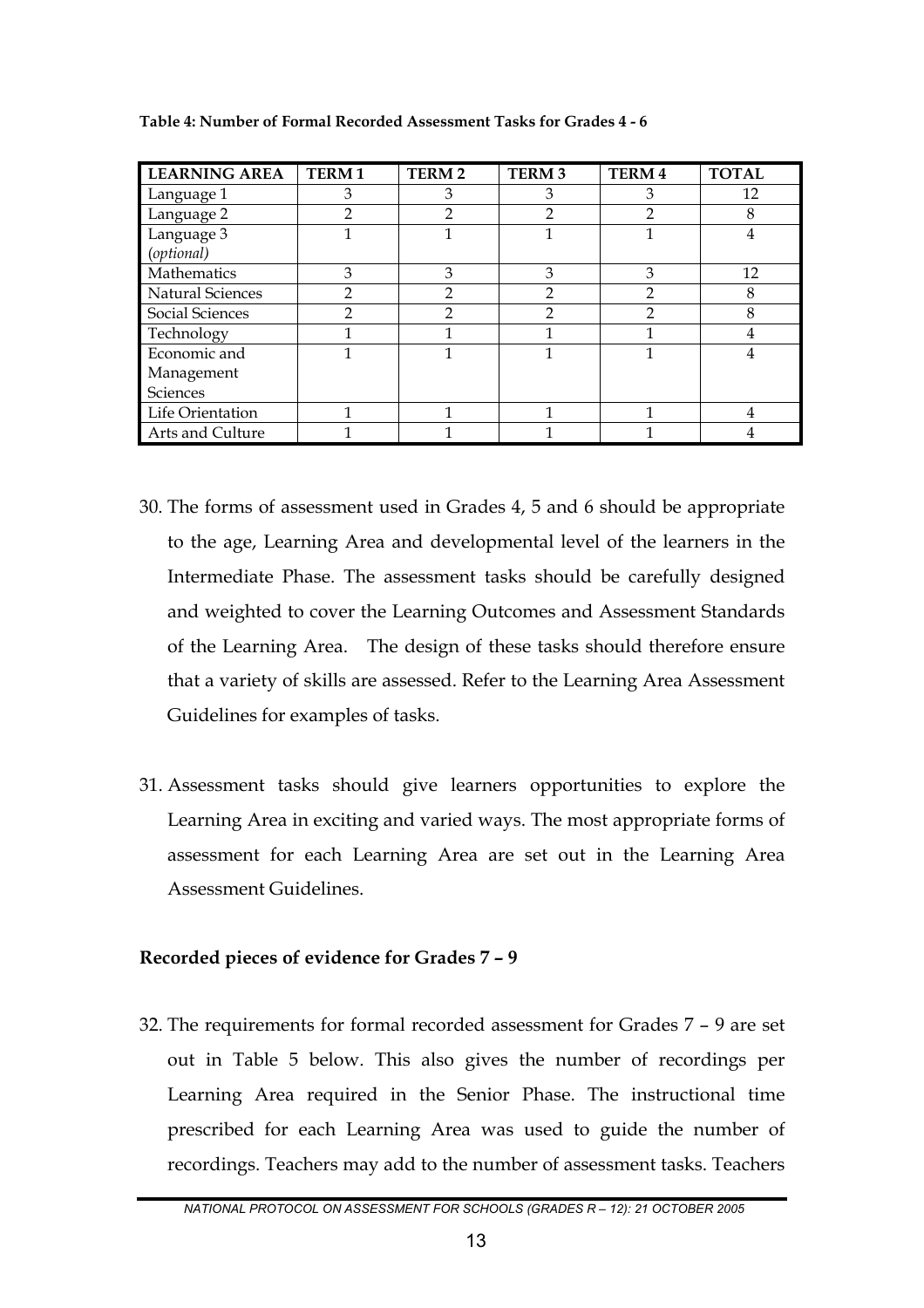**Table 4: Number of Formal Recorded Assessment Tasks for Grades 4 - 6**

| LEARNING AREA | TERM 1 | TERM 2 | TERM 3 | TERM 4 | TOTAL |
|---|---|---|---|---|---|
| Language 1 | 3 | 3 | 3 | 3 | 12 |
| Language 2 | 2 | 2 | 2 | 2 | 8 |
| Language 3 (*optional*) | 1 | 1 | 1 | 1 | 4 |
| Mathematics | 3 | 3 | 3 | 3 | 12 |
| Natural Sciences | 2 | 2 | 2 | 2 | 8 |
| Social Sciences | 2 | 2 | 2 | 2 | 8 |
| Technology | 1 | 1 | 1 | 1 | 4 |
| Economic and Management Sciences | 1 | 1 | 1 | 1 | 4 |
| Life Orientation | 1 | 1 | 1 | 1 | 4 |
| Arts and Culture | 1 | 1 | 1 | 1 | 4 |

30. The forms of assessment used in Grades 4, 5 and 6 should be appropriate to the age, Learning Area and developmental level of the learners in the Intermediate Phase. The assessment tasks should be carefully designed and weighted to cover the Learning Outcomes and Assessment Standards of the Learning Area. The design of these tasks should therefore ensure that a variety of skills are assessed. Refer to the Learning Area Assessment Guidelines for examples of tasks.

31. Assessment tasks should give learners opportunities to explore the Learning Area in exciting and varied ways. The most appropriate forms of assessment for each Learning Area are set out in the Learning Area Assessment Guidelines.

**Recorded pieces of evidence for Grades 7 – 9**

32. The requirements for formal recorded assessment for Grades 7 – 9 are set out in Table 5 below. This also gives the number of recordings per Learning Area required in the Senior Phase. The instructional time prescribed for each Learning Area was used to guide the number of recordings. Teachers may add to the number of assessment tasks. Teachers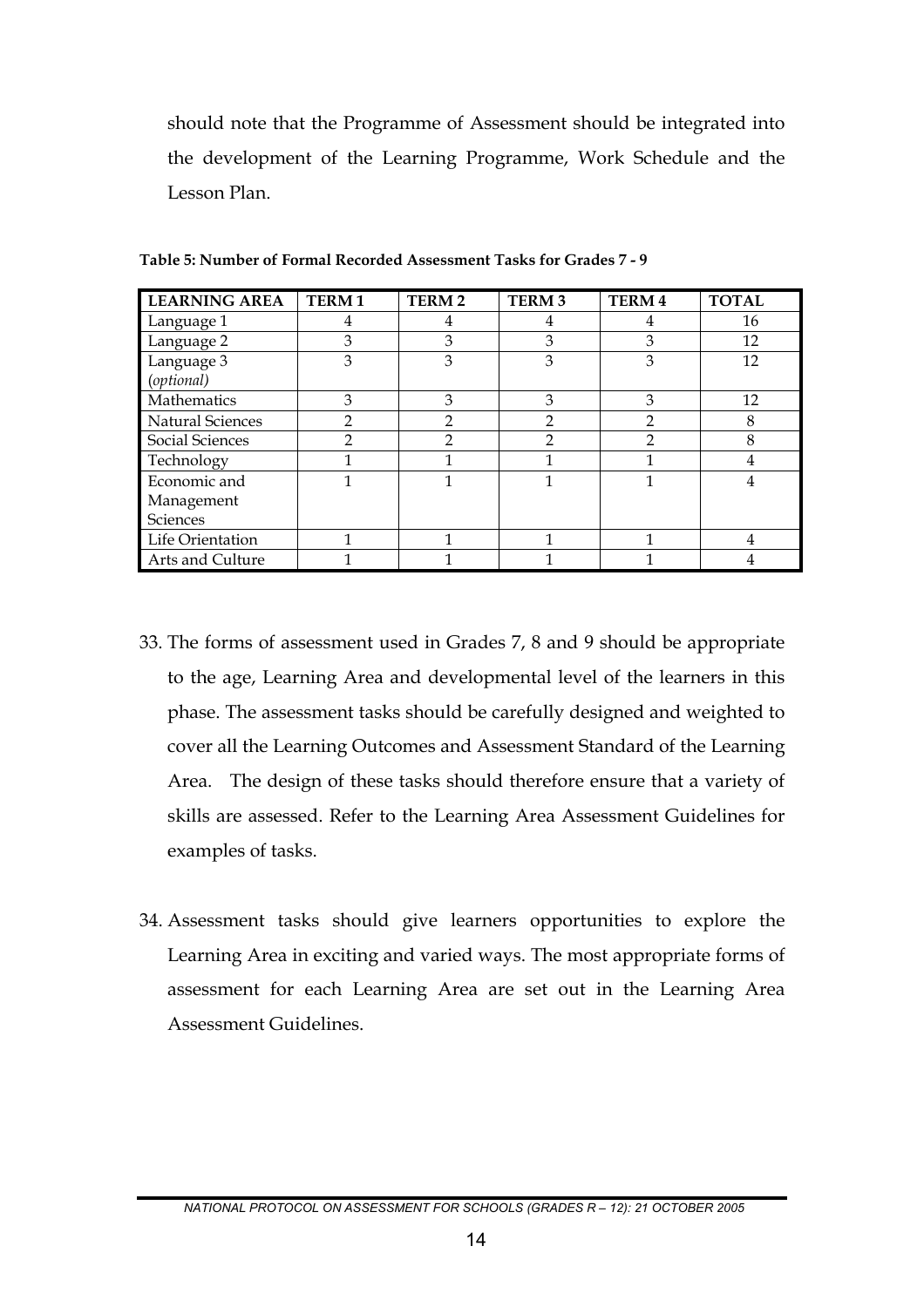should note that the Programme of Assessment should be integrated into the development of the Learning Programme, Work Schedule and the Lesson Plan.

**Table 5: Number of Formal Recorded Assessment Tasks for Grades 7 - 9**

| LEARNING AREA | TERM 1 | TERM 2 | TERM 3 | TERM 4 | TOTAL |
|---|---|---|---|---|---|
| Language 1 | 4 | 4 | 4 | 4 | 16 |
| Language 2 | 3 | 3 | 3 | 3 | 12 |
| Language 3 (*optional*) | 3 | 3 | 3 | 3 | 12 |
| Mathematics | 3 | 3 | 3 | 3 | 12 |
| Natural Sciences | 2 | 2 | 2 | 2 | 8 |
| Social Sciences | 2 | 2 | 2 | 2 | 8 |
| Technology | 1 | 1 | 1 | 1 | 4 |
| Economic and Management Sciences | 1 | 1 | 1 | 1 | 4 |
| Life Orientation | 1 | 1 | 1 | 1 | 4 |
| Arts and Culture | 1 | 1 | 1 | 1 | 4 |

33. The forms of assessment used in Grades 7, 8 and 9 should be appropriate to the age, Learning Area and developmental level of the learners in this phase. The assessment tasks should be carefully designed and weighted to cover all the Learning Outcomes and Assessment Standard of the Learning Area. The design of these tasks should therefore ensure that a variety of skills are assessed. Refer to the Learning Area Assessment Guidelines for examples of tasks.

34. Assessment tasks should give learners opportunities to explore the Learning Area in exciting and varied ways. The most appropriate forms of assessment for each Learning Area are set out in the Learning Area Assessment Guidelines.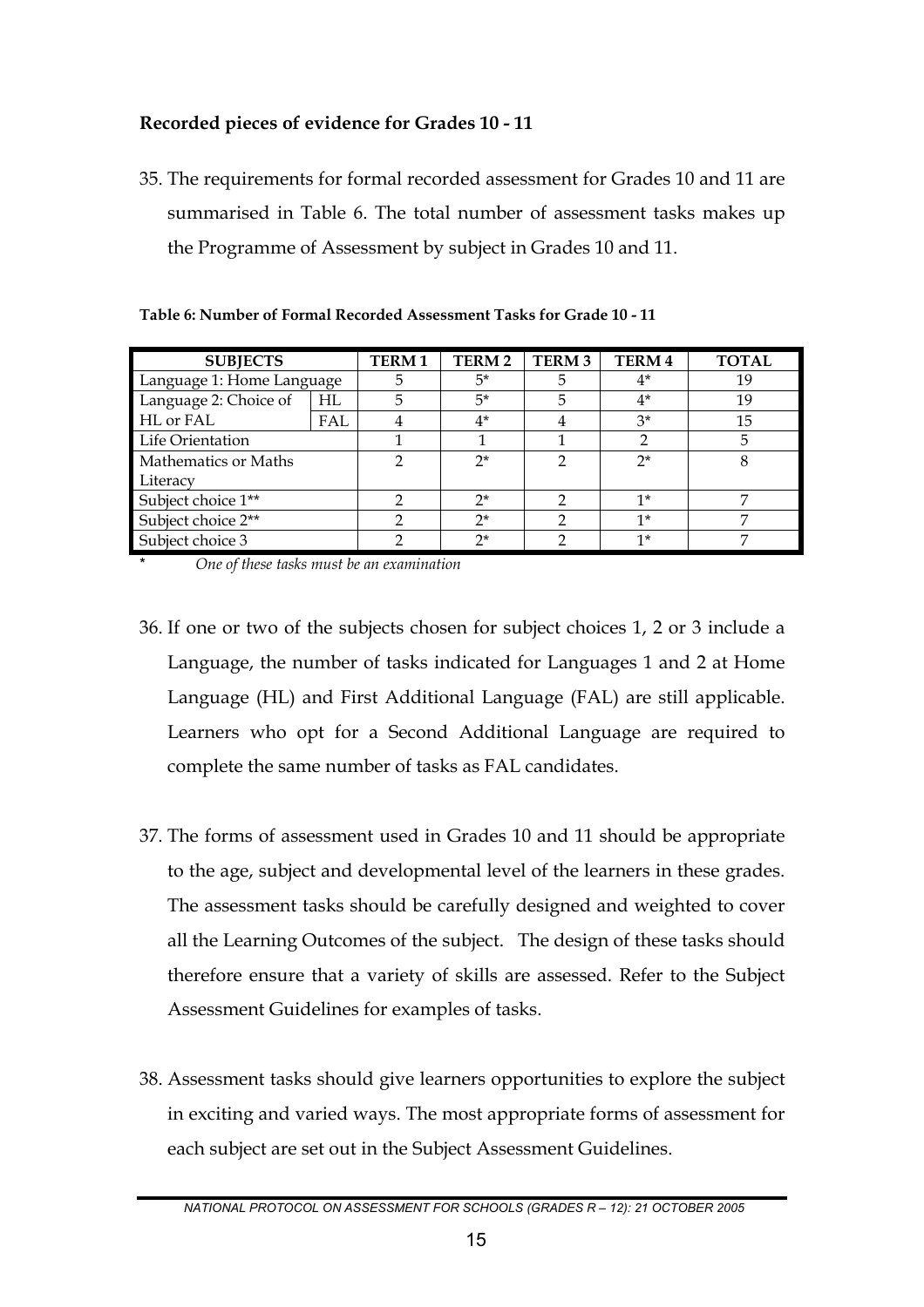**Recorded pieces of evidence for Grades 10 - 11**

35. The requirements for formal recorded assessment for Grades 10 and 11 are summarised in Table 6. The total number of assessment tasks makes up the Programme of Assessment by subject in Grades 10 and 11.

**Table 6: Number of Formal Recorded Assessment Tasks for Grade 10 - 11**

| SUBJECTS | | TERM 1 | TERM 2 | TERM 3 | TERM 4 | TOTAL |
|---|---|---|---|---|---|---|
| Language 1: Home Language | | 5 | 5* | 5 | 4* | 19 |
| Language 2: Choice of HL or FAL | HL | 5 | 5* | 5 | 4* | 19 |
| | FAL | 4 | 4* | 4 | 3* | 15 |
| Life Orientation | | 1 | 1 | 1 | 2 | 5 |
| Mathematics or Maths Literacy | | 2 | 2* | 2 | 2* | 8 |
| Subject choice 1** | | 2 | 2* | 2 | 1* | 7 |
| Subject choice 2** | | 2 | 2* | 2 | 1* | 7 |
| Subject choice 3 | | 2 | 2* | 2 | 1* | 7 |

\* *One of these tasks must be an examination*

36. If one or two of the subjects chosen for subject choices 1, 2 or 3 include a Language, the number of tasks indicated for Languages 1 and 2 at Home Language (HL) and First Additional Language (FAL) are still applicable. Learners who opt for a Second Additional Language are required to complete the same number of tasks as FAL candidates.

37. The forms of assessment used in Grades 10 and 11 should be appropriate to the age, subject and developmental level of the learners in these grades. The assessment tasks should be carefully designed and weighted to cover all the Learning Outcomes of the subject. The design of these tasks should therefore ensure that a variety of skills are assessed. Refer to the Subject Assessment Guidelines for examples of tasks.

38. Assessment tasks should give learners opportunities to explore the subject in exciting and varied ways. The most appropriate forms of assessment for each subject are set out in the Subject Assessment Guidelines.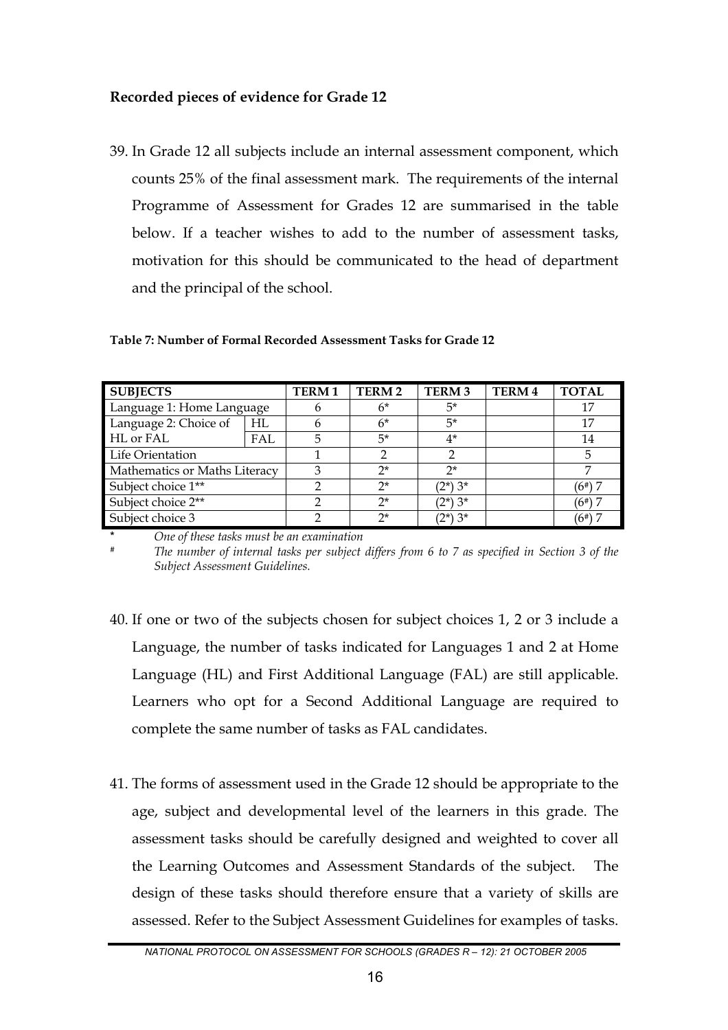**Recorded pieces of evidence for Grade 12**

39. In Grade 12 all subjects include an internal assessment component, which counts 25% of the final assessment mark. The requirements of the internal Programme of Assessment for Grades 12 are summarised in the table below. If a teacher wishes to add to the number of assessment tasks, motivation for this should be communicated to the head of department and the principal of the school.

**Table 7: Number of Formal Recorded Assessment Tasks for Grade 12**

| SUBJECTS | | TERM 1 | TERM 2 | TERM 3 | TERM 4 | TOTAL |
|---|---|---|---|---|---|---|
| Language 1: Home Language | | 6 | 6* | 5* | | 17 |
| Language 2: Choice of HL or FAL | HL | 6 | 6* | 5* | | 17 |
| | FAL | 5 | 5* | 4* | | 14 |
| Life Orientation | | 1 | 2 | 2 | | 5 |
| Mathematics or Maths Literacy | | 3 | 2* | 2* | | 7 |
| Subject choice 1** | | 2 | 2* | (2*) 3* | | (6#) 7 |
| Subject choice 2** | | 2 | 2* | (2*) 3* | | (6#) 7 |
| Subject choice 3 | | 2 | 2* | (2*) 3* | | (6#) 7 |

\* *One of these tasks must be an examination*

\# *The number of internal tasks per subject differs from 6 to 7 as specified in Section 3 of the Subject Assessment Guidelines.*

40. If one or two of the subjects chosen for subject choices 1, 2 or 3 include a Language, the number of tasks indicated for Languages 1 and 2 at Home Language (HL) and First Additional Language (FAL) are still applicable. Learners who opt for a Second Additional Language are required to complete the same number of tasks as FAL candidates.

41. The forms of assessment used in the Grade 12 should be appropriate to the age, subject and developmental level of the learners in this grade. The assessment tasks should be carefully designed and weighted to cover all the Learning Outcomes and Assessment Standards of the subject. The design of these tasks should therefore ensure that a variety of skills are assessed. Refer to the Subject Assessment Guidelines for examples of tasks.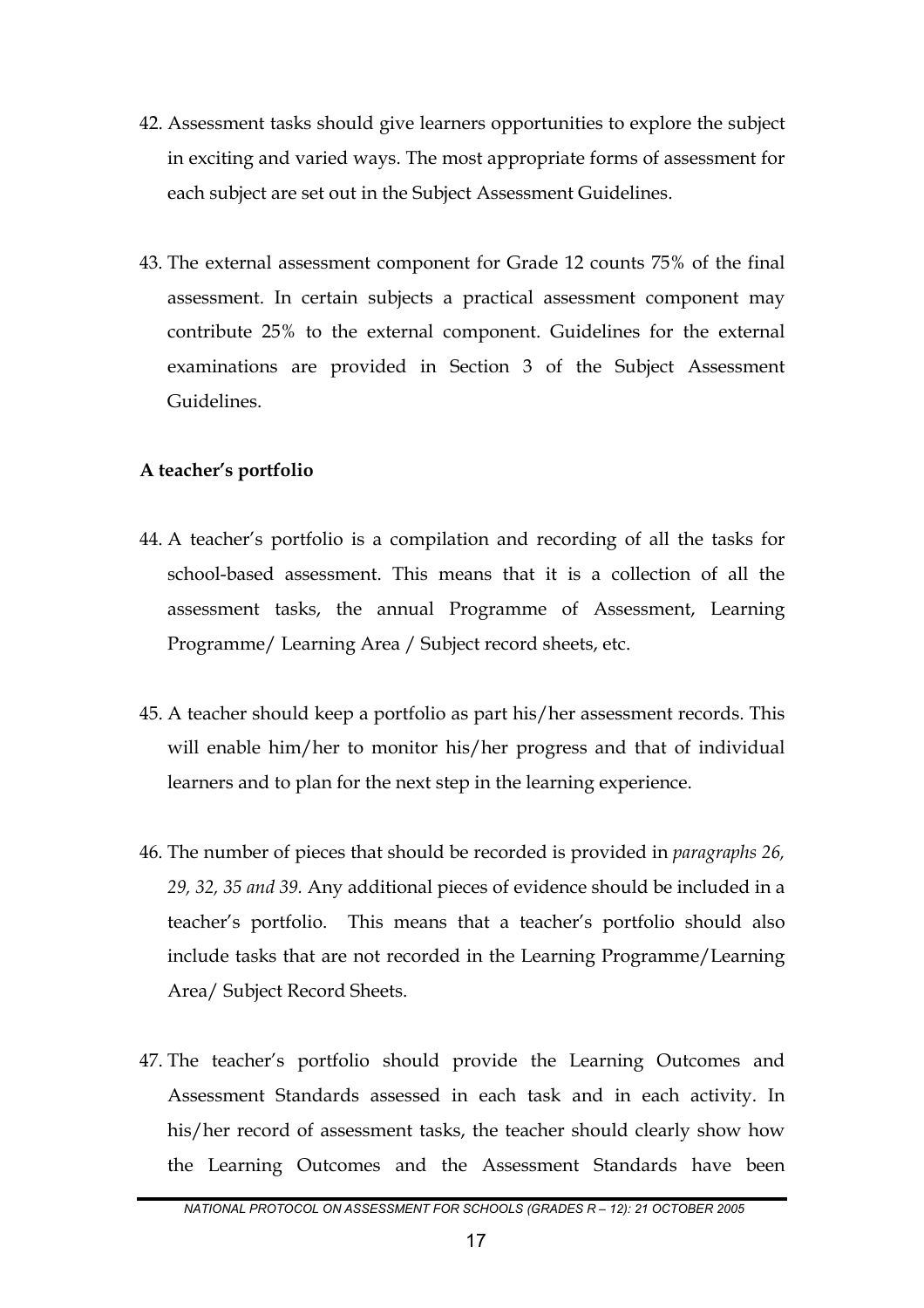42. Assessment tasks should give learners opportunities to explore the subject in exciting and varied ways. The most appropriate forms of assessment for each subject are set out in the Subject Assessment Guidelines.

43. The external assessment component for Grade 12 counts 75% of the final assessment. In certain subjects a practical assessment component may contribute 25% to the external component. Guidelines for the external examinations are provided in Section 3 of the Subject Assessment Guidelines.

**A teacher's portfolio**

44. A teacher's portfolio is a compilation and recording of all the tasks for school-based assessment. This means that it is a collection of all the assessment tasks, the annual Programme of Assessment, Learning Programme/ Learning Area / Subject record sheets, etc.

45. A teacher should keep a portfolio as part his/her assessment records. This will enable him/her to monitor his/her progress and that of individual learners and to plan for the next step in the learning experience.

46. The number of pieces that should be recorded is provided in *paragraphs 26, 29, 32, 35 and 39.* Any additional pieces of evidence should be included in a teacher's portfolio. This means that a teacher's portfolio should also include tasks that are not recorded in the Learning Programme/Learning Area/ Subject Record Sheets.

47. The teacher's portfolio should provide the Learning Outcomes and Assessment Standards assessed in each task and in each activity. In his/her record of assessment tasks, the teacher should clearly show how the Learning Outcomes and the Assessment Standards have been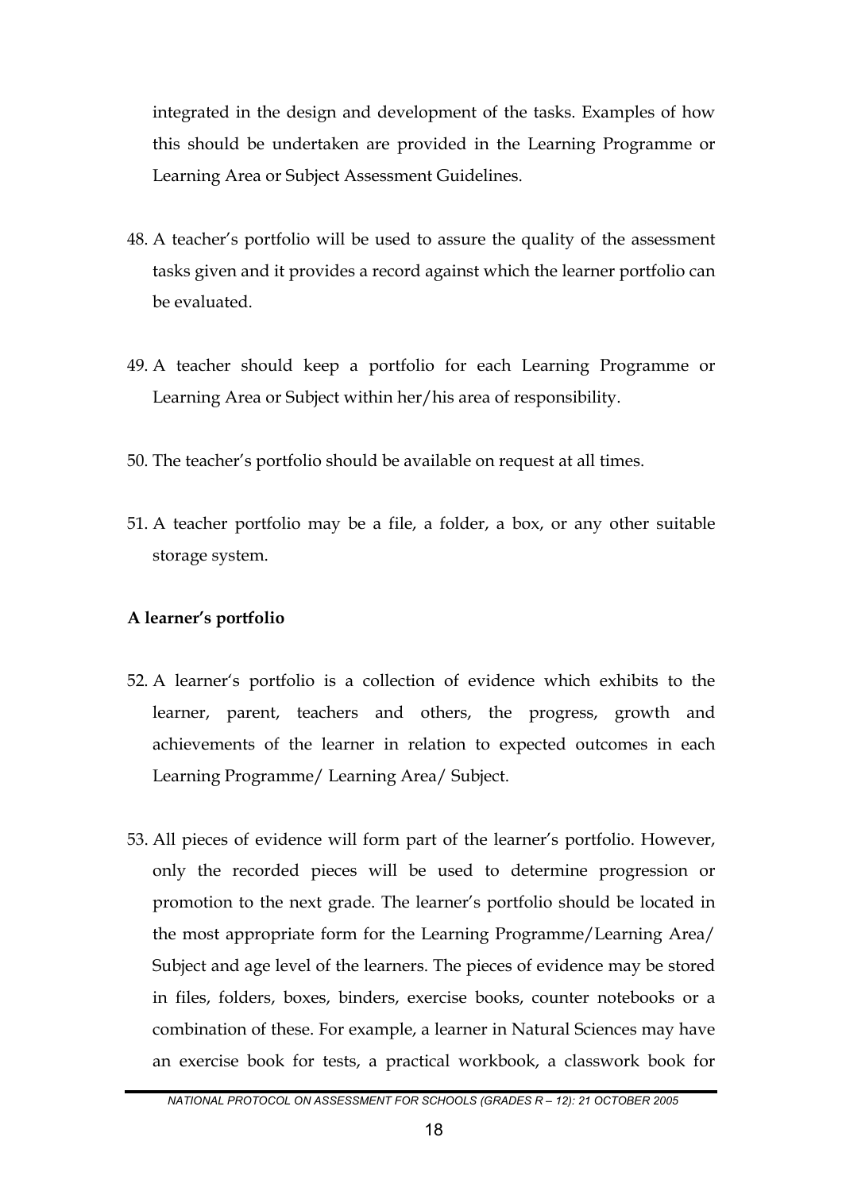integrated in the design and development of the tasks. Examples of how this should be undertaken are provided in the Learning Programme or Learning Area or Subject Assessment Guidelines.

48. A teacher's portfolio will be used to assure the quality of the assessment tasks given and it provides a record against which the learner portfolio can be evaluated.

49. A teacher should keep a portfolio for each Learning Programme or Learning Area or Subject within her/his area of responsibility.

50. The teacher's portfolio should be available on request at all times.

51. A teacher portfolio may be a file, a folder, a box, or any other suitable storage system.

**A learner's portfolio**

52. A learner's portfolio is a collection of evidence which exhibits to the learner, parent, teachers and others, the progress, growth and achievements of the learner in relation to expected outcomes in each Learning Programme/ Learning Area/ Subject.

53. All pieces of evidence will form part of the learner's portfolio. However, only the recorded pieces will be used to determine progression or promotion to the next grade. The learner's portfolio should be located in the most appropriate form for the Learning Programme/Learning Area/ Subject and age level of the learners. The pieces of evidence may be stored in files, folders, boxes, binders, exercise books, counter notebooks or a combination of these. For example, a learner in Natural Sciences may have an exercise book for tests, a practical workbook, a classwork book for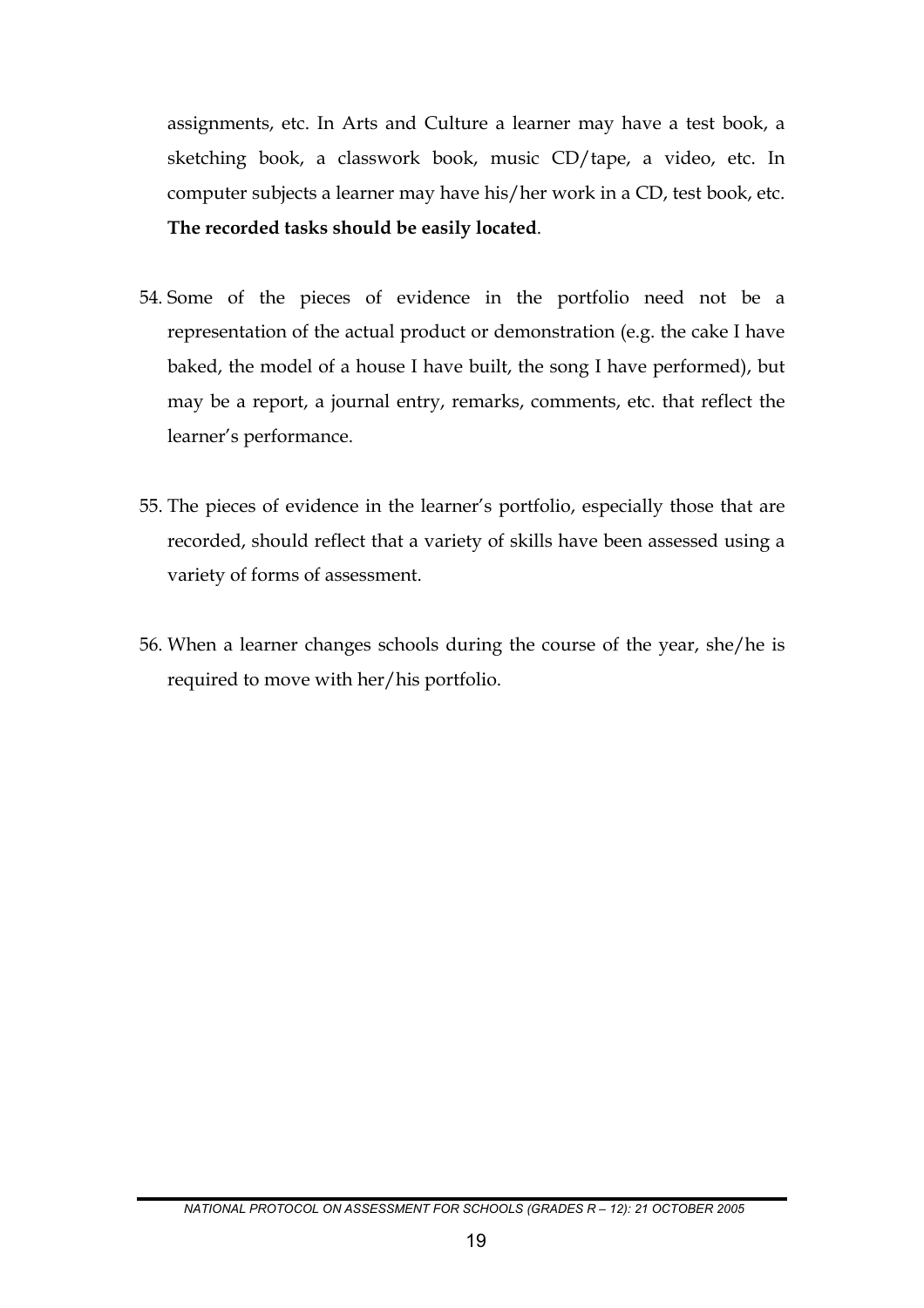assignments, etc. In Arts and Culture a learner may have a test book, a sketching book, a classwork book, music CD/tape, a video, etc. In computer subjects a learner may have his/her work in a CD, test book, etc. **The recorded tasks should be easily located**.

54. Some of the pieces of evidence in the portfolio need not be a representation of the actual product or demonstration (e.g. the cake I have baked, the model of a house I have built, the song I have performed), but may be a report, a journal entry, remarks, comments, etc. that reflect the learner's performance.

55. The pieces of evidence in the learner's portfolio, especially those that are recorded, should reflect that a variety of skills have been assessed using a variety of forms of assessment.

56. When a learner changes schools during the course of the year, she/he is required to move with her/his portfolio.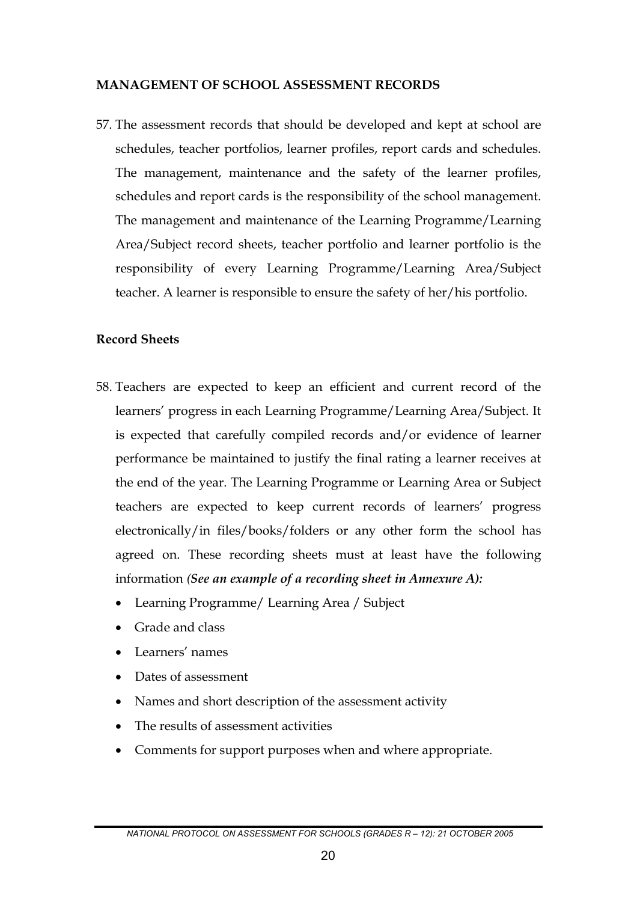## MANAGEMENT OF SCHOOL ASSESSMENT RECORDS

57. The assessment records that should be developed and kept at school are schedules, teacher portfolios, learner profiles, report cards and schedules. The management, maintenance and the safety of the learner profiles, schedules and report cards is the responsibility of the school management. The management and maintenance of the Learning Programme/Learning Area/Subject record sheets, teacher portfolio and learner portfolio is the responsibility of every Learning Programme/Learning Area/Subject teacher. A learner is responsible to ensure the safety of her/his portfolio.

### Record Sheets

58. Teachers are expected to keep an efficient and current record of the learners' progress in each Learning Programme/Learning Area/Subject. It is expected that carefully compiled records and/or evidence of learner performance be maintained to justify the final rating a learner receives at the end of the year. The Learning Programme or Learning Area or Subject teachers are expected to keep current records of learners' progress electronically/in files/books/folders or any other form the school has agreed on. These recording sheets must at least have the following information ***(See an example of a recording sheet in Annexure A):***
    - Learning Programme/ Learning Area / Subject
    - Grade and class
    - Learners' names
    - Dates of assessment
    - Names and short description of the assessment activity
    - The results of assessment activities
    - Comments for support purposes when and where appropriate.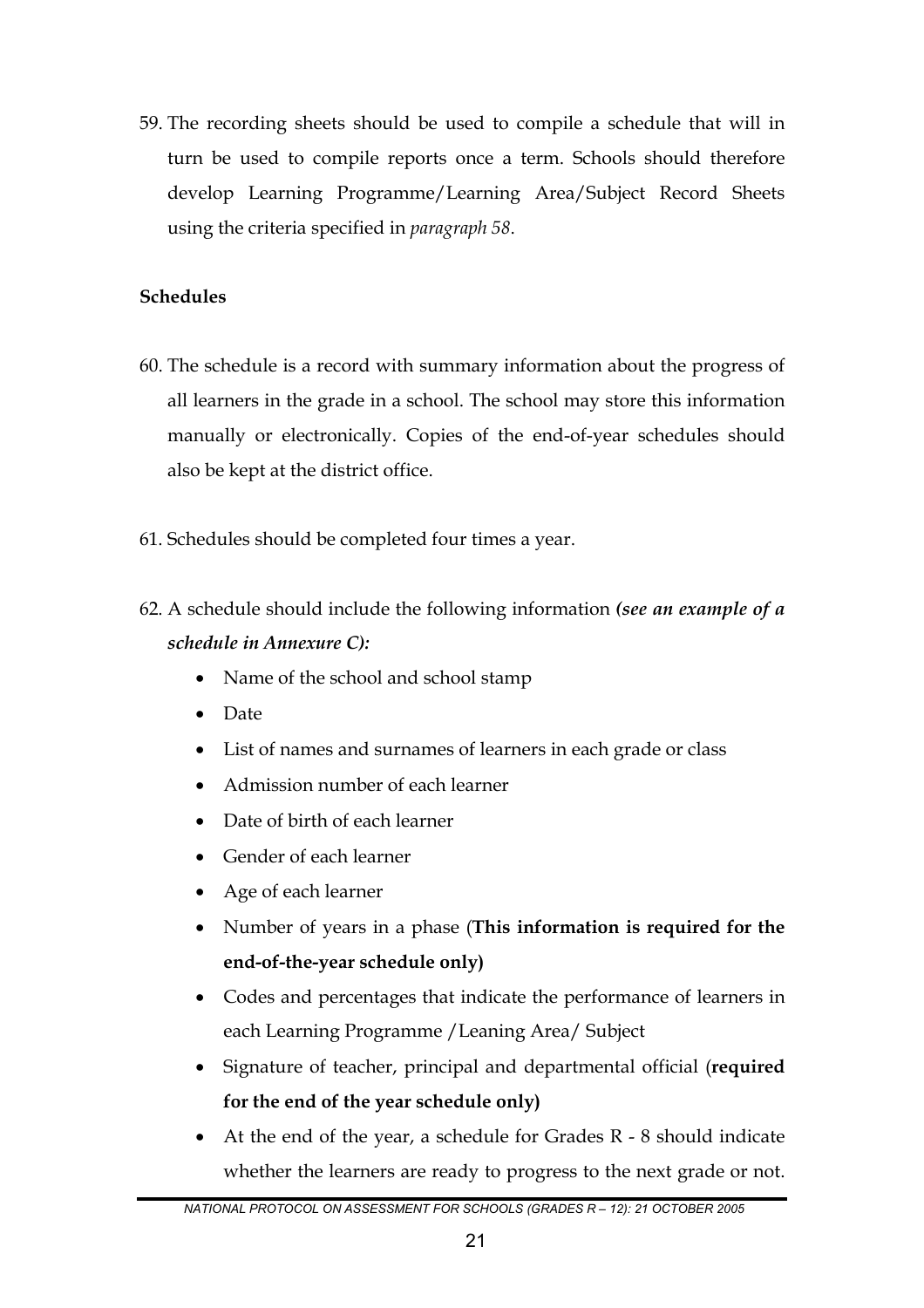59. The recording sheets should be used to compile a schedule that will in turn be used to compile reports once a term. Schools should therefore develop Learning Programme/Learning Area/Subject Record Sheets using the criteria specified in *paragraph 58*.

**Schedules**

60. The schedule is a record with summary information about the progress of all learners in the grade in a school. The school may store this information manually or electronically. Copies of the end-of-year schedules should also be kept at the district office.

61. Schedules should be completed four times a year.

62. A schedule should include the following information ***(see an example of a schedule in Annexure C):***
    - Name of the school and school stamp
    - Date
    - List of names and surnames of learners in each grade or class
    - Admission number of each learner
    - Date of birth of each learner
    - Gender of each learner
    - Age of each learner
    - Number of years in a phase (**This information is required for the end-of-the-year schedule only)**
    - Codes and percentages that indicate the performance of learners in each Learning Programme /Leaning Area/ Subject
    - Signature of teacher, principal and departmental official (**required for the end of the year schedule only)**
    - At the end of the year, a schedule for Grades R - 8 should indicate whether the learners are ready to progress to the next grade or not.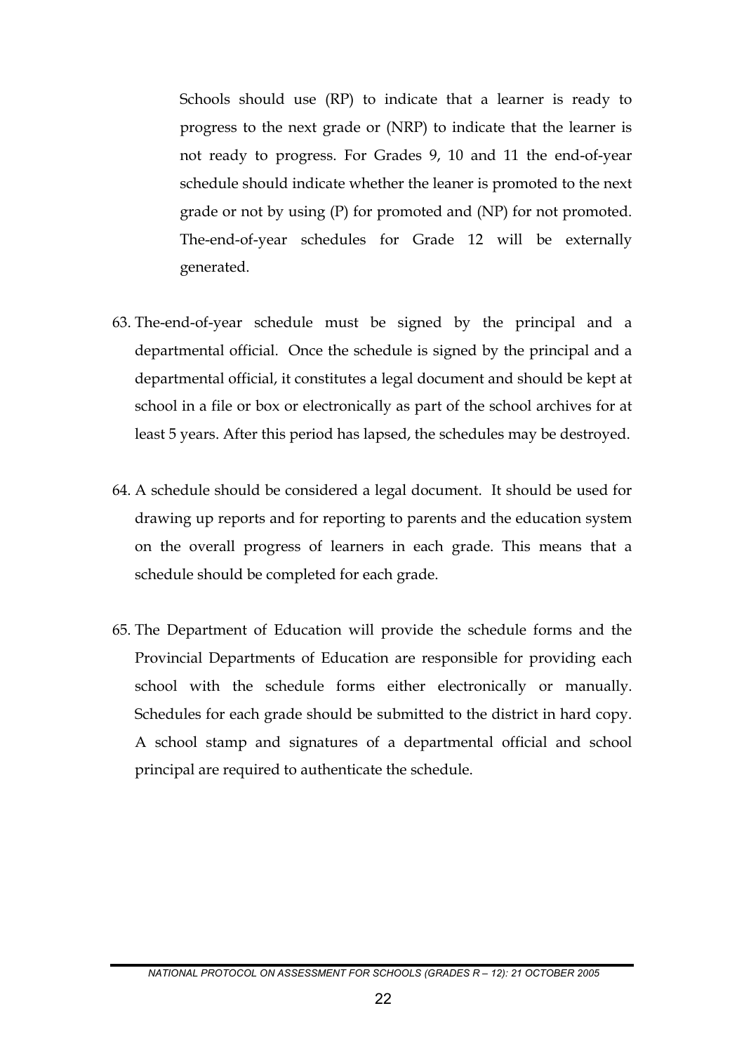Schools should use (RP) to indicate that a learner is ready to progress to the next grade or (NRP) to indicate that the learner is not ready to progress. For Grades 9, 10 and 11 the end-of-year schedule should indicate whether the leaner is promoted to the next grade or not by using (P) for promoted and (NP) for not promoted. The-end-of-year schedules for Grade 12 will be externally generated.

63. The-end-of-year schedule must be signed by the principal and a departmental official. Once the schedule is signed by the principal and a departmental official, it constitutes a legal document and should be kept at school in a file or box or electronically as part of the school archives for at least 5 years. After this period has lapsed, the schedules may be destroyed.

64. A schedule should be considered a legal document. It should be used for drawing up reports and for reporting to parents and the education system on the overall progress of learners in each grade. This means that a schedule should be completed for each grade.

65. The Department of Education will provide the schedule forms and the Provincial Departments of Education are responsible for providing each school with the schedule forms either electronically or manually. Schedules for each grade should be submitted to the district in hard copy. A school stamp and signatures of a departmental official and school principal are required to authenticate the schedule.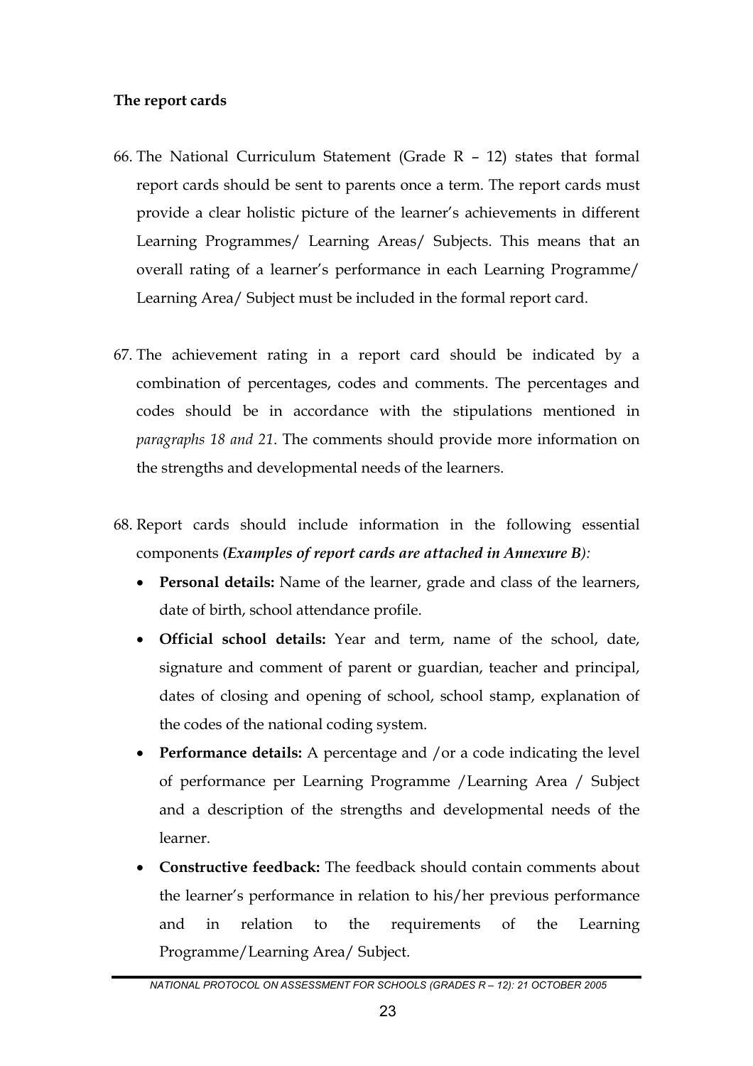**The report cards**

66. The National Curriculum Statement (Grade R – 12) states that formal report cards should be sent to parents once a term. The report cards must provide a clear holistic picture of the learner's achievements in different Learning Programmes/ Learning Areas/ Subjects. This means that an overall rating of a learner's performance in each Learning Programme/ Learning Area/ Subject must be included in the formal report card.

67. The achievement rating in a report card should be indicated by a combination of percentages, codes and comments. The percentages and codes should be in accordance with the stipulations mentioned in *paragraphs 18 and 21.* The comments should provide more information on the strengths and developmental needs of the learners.

68. Report cards should include information in the following essential components ***(Examples of report cards are attached in Annexure B):***
    - **Personal details:** Name of the learner, grade and class of the learners, date of birth, school attendance profile.
    - **Official school details:** Year and term, name of the school, date, signature and comment of parent or guardian, teacher and principal, dates of closing and opening of school, school stamp, explanation of the codes of the national coding system.
    - **Performance details:** A percentage and /or a code indicating the level of performance per Learning Programme /Learning Area / Subject and a description of the strengths and developmental needs of the learner.
    - **Constructive feedback:** The feedback should contain comments about the learner's performance in relation to his/her previous performance and in relation to the requirements of the Learning Programme/Learning Area/ Subject.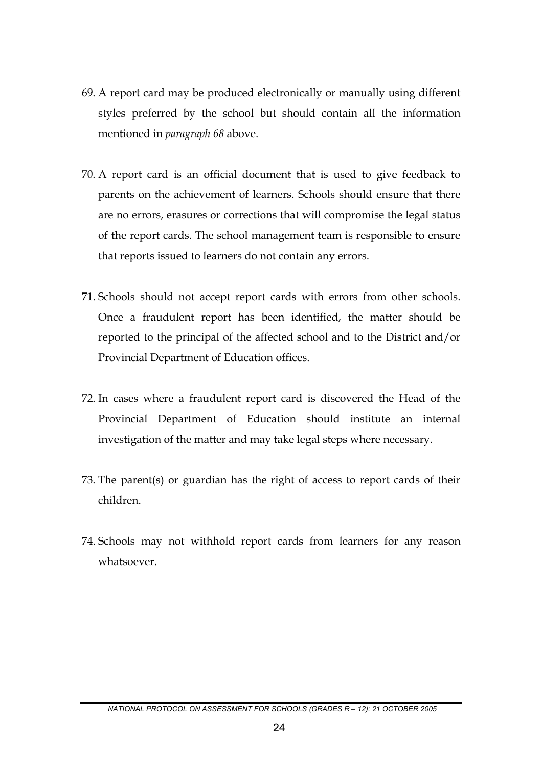69. A report card may be produced electronically or manually using different styles preferred by the school but should contain all the information mentioned in *paragraph 68* above.

70. A report card is an official document that is used to give feedback to parents on the achievement of learners. Schools should ensure that there are no errors, erasures or corrections that will compromise the legal status of the report cards. The school management team is responsible to ensure that reports issued to learners do not contain any errors.

71. Schools should not accept report cards with errors from other schools. Once a fraudulent report has been identified, the matter should be reported to the principal of the affected school and to the District and/or Provincial Department of Education offices.

72. In cases where a fraudulent report card is discovered the Head of the Provincial Department of Education should institute an internal investigation of the matter and may take legal steps where necessary.

73. The parent(s) or guardian has the right of access to report cards of their children.

74. Schools may not withhold report cards from learners for any reason whatsoever.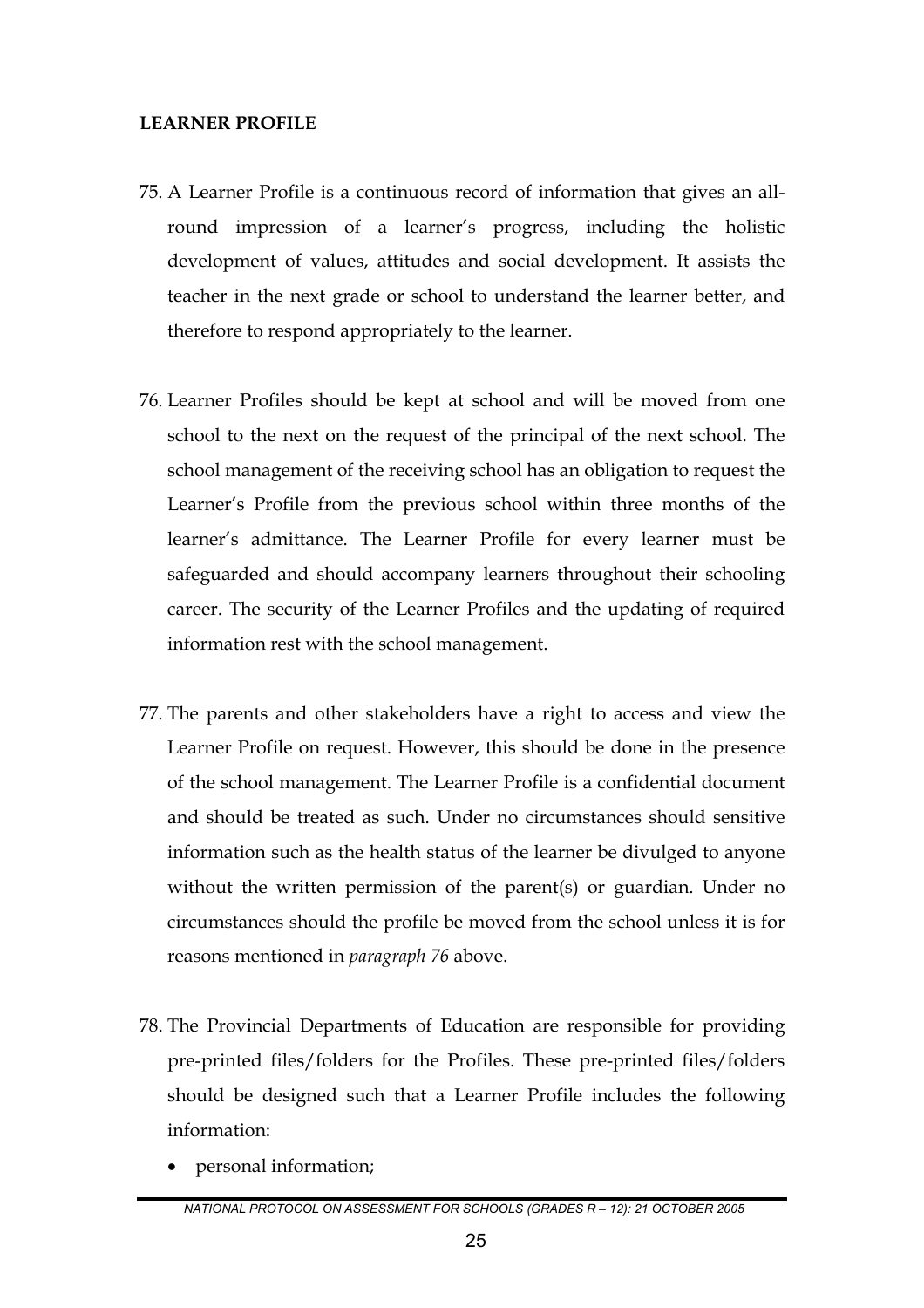**LEARNER PROFILE**

75. A Learner Profile is a continuous record of information that gives an all-round impression of a learner's progress, including the holistic development of values, attitudes and social development. It assists the teacher in the next grade or school to understand the learner better, and therefore to respond appropriately to the learner.

76. Learner Profiles should be kept at school and will be moved from one school to the next on the request of the principal of the next school. The school management of the receiving school has an obligation to request the Learner's Profile from the previous school within three months of the learner's admittance. The Learner Profile for every learner must be safeguarded and should accompany learners throughout their schooling career. The security of the Learner Profiles and the updating of required information rest with the school management.

77. The parents and other stakeholders have a right to access and view the Learner Profile on request. However, this should be done in the presence of the school management. The Learner Profile is a confidential document and should be treated as such. Under no circumstances should sensitive information such as the health status of the learner be divulged to anyone without the written permission of the parent(s) or guardian. Under no circumstances should the profile be moved from the school unless it is for reasons mentioned in *paragraph 76* above.

78. The Provincial Departments of Education are responsible for providing pre-printed files/folders for the Profiles. These pre-printed files/folders should be designed such that a Learner Profile includes the following information:
    - personal information;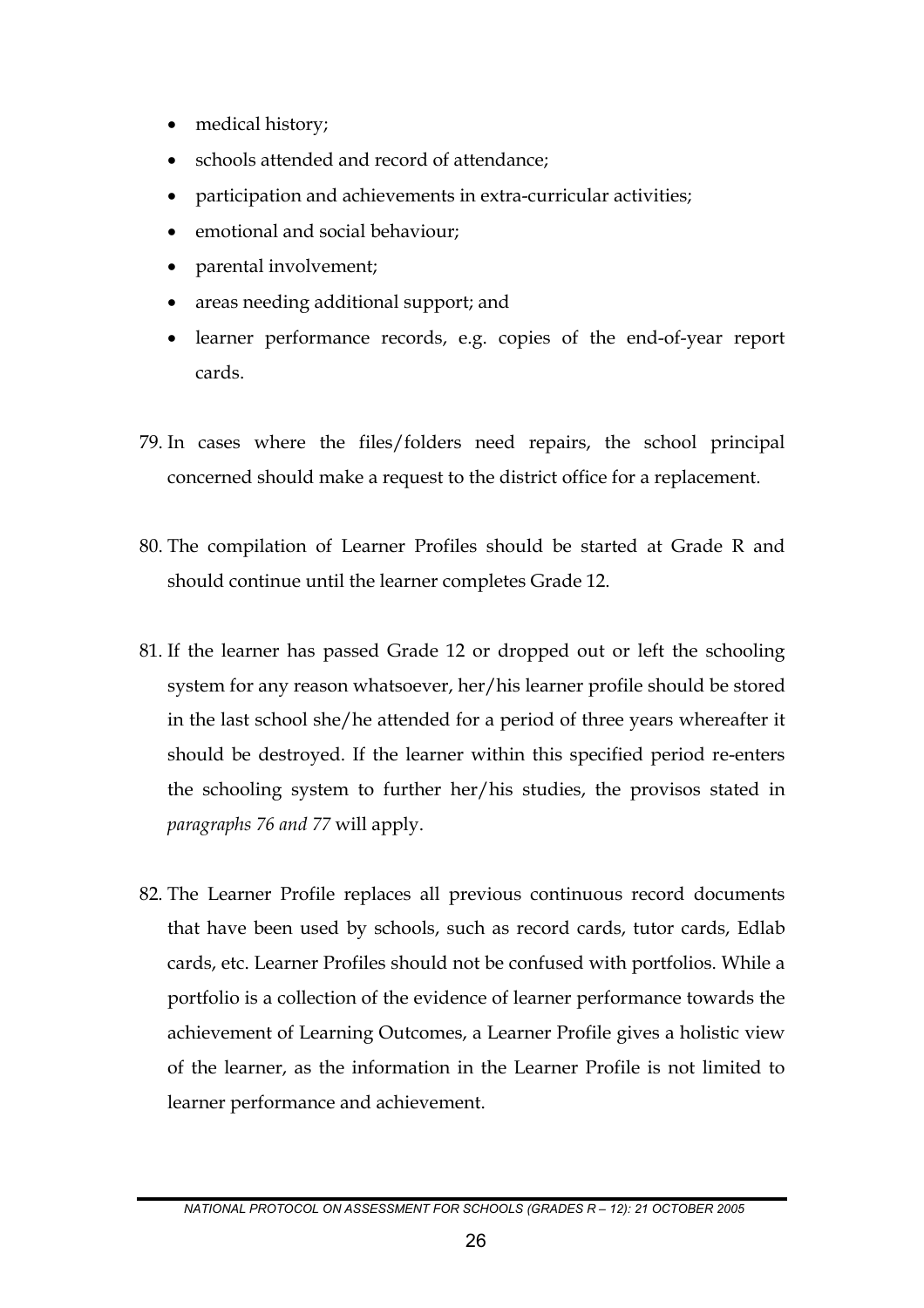- medical history;
- schools attended and record of attendance;
- participation and achievements in extra-curricular activities;
- emotional and social behaviour;
- parental involvement;
- areas needing additional support; and
- learner performance records, e.g. copies of the end-of-year report cards.

79. In cases where the files/folders need repairs, the school principal concerned should make a request to the district office for a replacement.

80. The compilation of Learner Profiles should be started at Grade R and should continue until the learner completes Grade 12.

81. If the learner has passed Grade 12 or dropped out or left the schooling system for any reason whatsoever, her/his learner profile should be stored in the last school she/he attended for a period of three years whereafter it should be destroyed. If the learner within this specified period re-enters the schooling system to further her/his studies, the provisos stated in *paragraphs 76 and 77* will apply.

82. The Learner Profile replaces all previous continuous record documents that have been used by schools, such as record cards, tutor cards, Edlab cards, etc. Learner Profiles should not be confused with portfolios. While a portfolio is a collection of the evidence of learner performance towards the achievement of Learning Outcomes, a Learner Profile gives a holistic view of the learner, as the information in the Learner Profile is not limited to learner performance and achievement.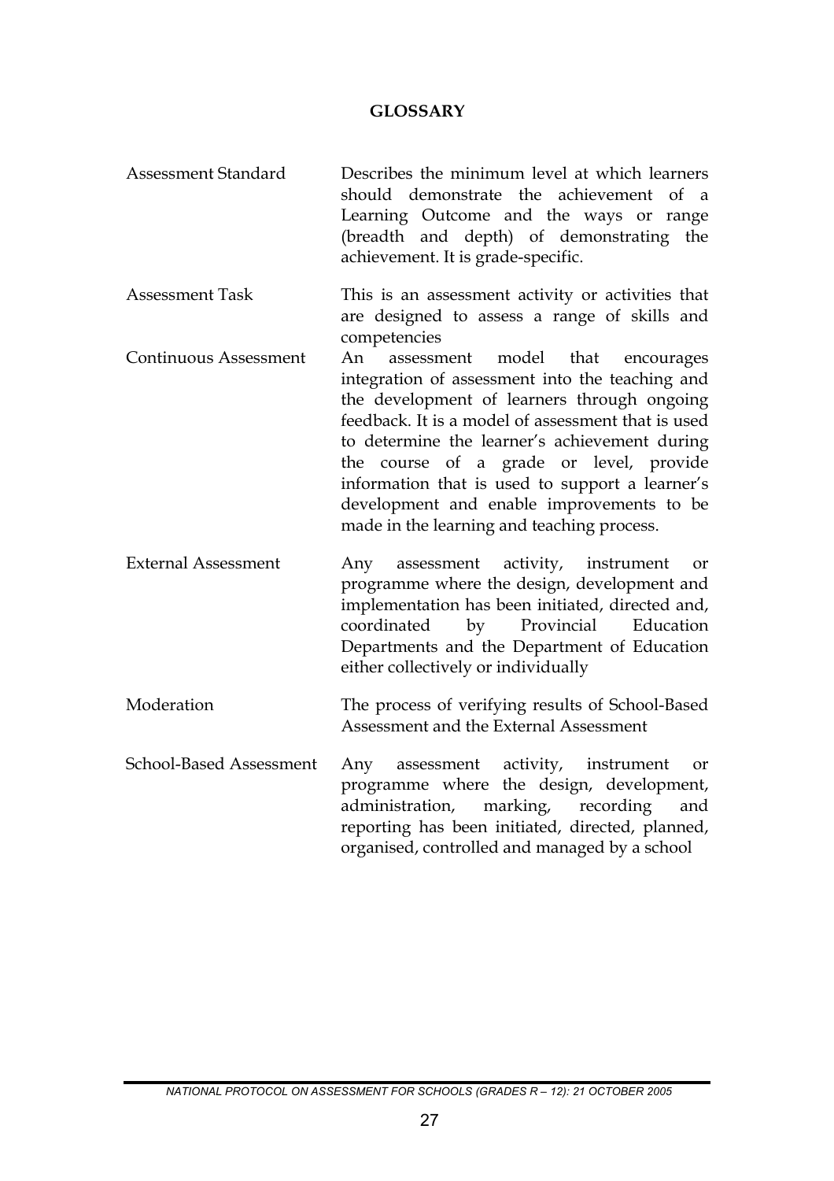# GLOSSARY

| | |
|---|---|
| Assessment Standard | Describes the minimum level at which learners should demonstrate the achievement of a Learning Outcome and the ways or range (breadth and depth) of demonstrating the achievement. It is grade-specific. |
| Assessment Task | This is an assessment activity or activities that are designed to assess a range of skills and competencies |
| Continuous Assessment | An assessment model that encourages integration of assessment into the teaching and the development of learners through ongoing feedback. It is a model of assessment that is used to determine the learner's achievement during the course of a grade or level, provide information that is used to support a learner's development and enable improvements to be made in the learning and teaching process. |
| External Assessment | Any assessment activity, instrument or programme where the design, development and implementation has been initiated, directed and, coordinated by Provincial Education Departments and the Department of Education either collectively or individually |
| Moderation | The process of verifying results of School-Based Assessment and the External Assessment |
| School-Based Assessment | Any assessment activity, instrument or programme where the design, development, administration, marking, recording and reporting has been initiated, directed, planned, organised, controlled and managed by a school |